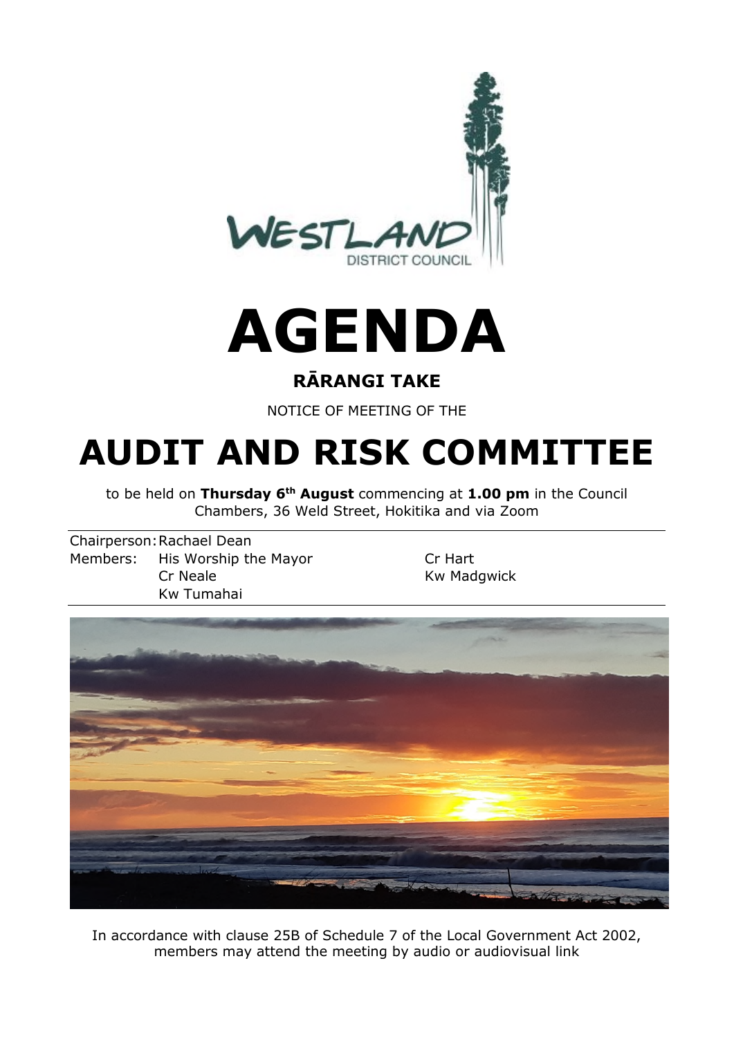WESTLAND DISTRICT COUNCIL

# AGENDA

## RĀRANGI TAKE

NOTICE OF MEETING OF THE

# AUDIT AND RISK COMMITTEE

to be held on **Thursday 6th August** commencing at **1.00 pm** in the Council Chambers, 36 Weld Street, Hokitika and via Zoom

Chairperson: Rachael Dean

Members: His Worship the Mayor, Cr Hart, Cr Neale, Kw Madgwick, Kw Tumahai

In accordance with clause 25B of Schedule 7 of the Local Government Act 2002, members may attend the meeting by audio or audiovisual link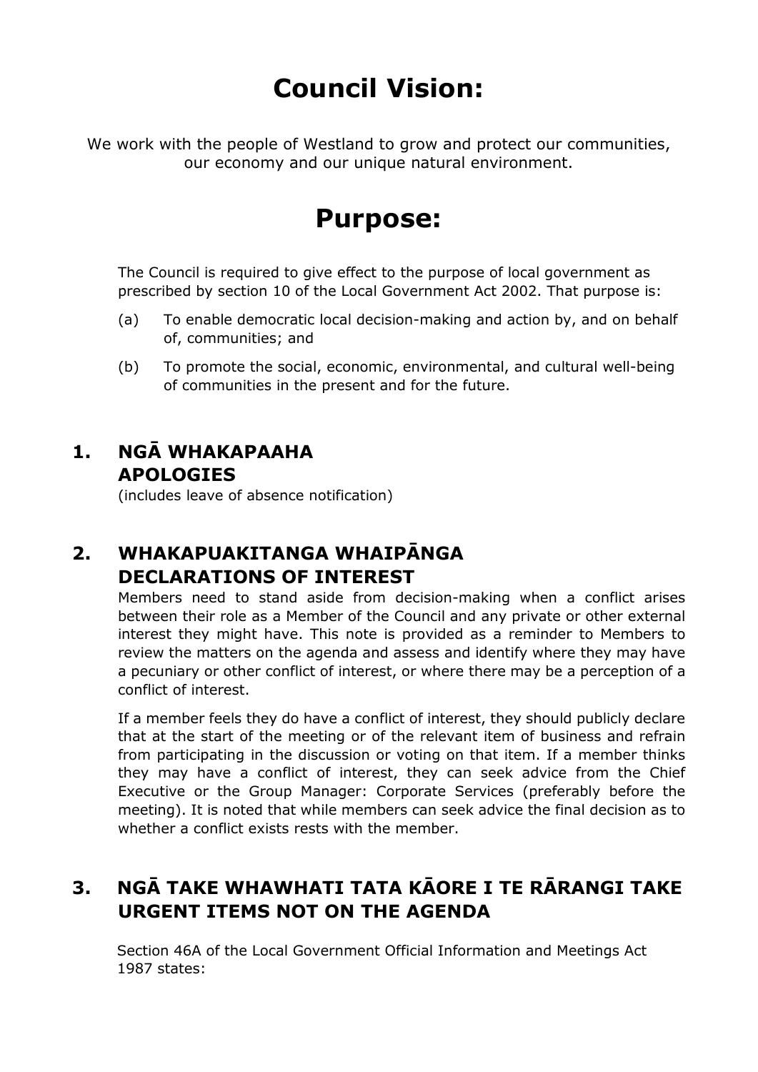# Council Vision:

We work with the people of Westland to grow and protect our communities, our economy and our unique natural environment.

# Purpose:

The Council is required to give effect to the purpose of local government as prescribed by section 10 of the Local Government Act 2002. That purpose is:

(a) To enable democratic local decision-making and action by, and on behalf of, communities; and

(b) To promote the social, economic, environmental, and cultural well-being of communities in the present and for the future.

## 1. NGĀ WHAKAPAAHA APOLOGIES

(includes leave of absence notification)

## 2. WHAKAPUAKITANGA WHAIPĀNGA DECLARATIONS OF INTEREST

Members need to stand aside from decision-making when a conflict arises between their role as a Member of the Council and any private or other external interest they might have. This note is provided as a reminder to Members to review the matters on the agenda and assess and identify where they may have a pecuniary or other conflict of interest, or where there may be a perception of a conflict of interest.

If a member feels they do have a conflict of interest, they should publicly declare that at the start of the meeting or of the relevant item of business and refrain from participating in the discussion or voting on that item. If a member thinks they may have a conflict of interest, they can seek advice from the Chief Executive or the Group Manager: Corporate Services (preferably before the meeting). It is noted that while members can seek advice the final decision as to whether a conflict exists rests with the member.

## 3. NGĀ TAKE WHAWHATI TATA KĀORE I TE RĀRANGI TAKE URGENT ITEMS NOT ON THE AGENDA

Section 46A of the Local Government Official Information and Meetings Act 1987 states: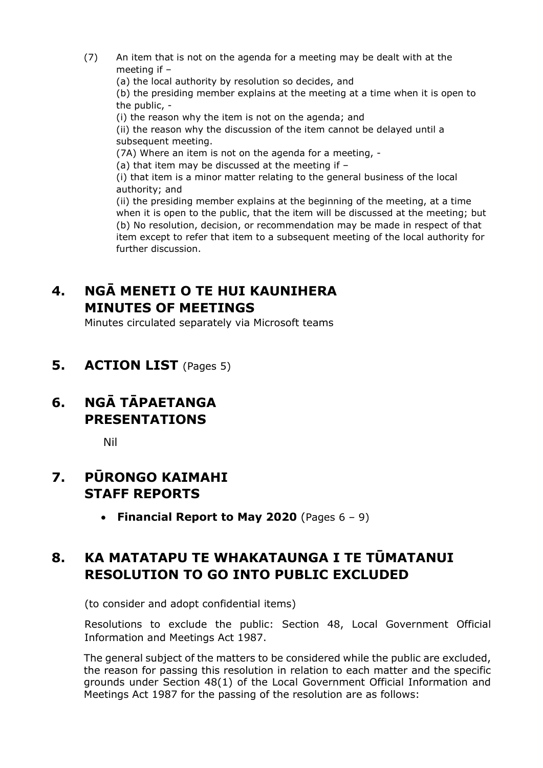(7) An item that is not on the agenda for a meeting may be dealt with at the meeting if –

(a) the local authority by resolution so decides, and

(b) the presiding member explains at the meeting at a time when it is open to the public, -

(i) the reason why the item is not on the agenda; and

(ii) the reason why the discussion of the item cannot be delayed until a subsequent meeting.

(7A) Where an item is not on the agenda for a meeting, -

(a) that item may be discussed at the meeting if –

(i) that item is a minor matter relating to the general business of the local authority; and

(ii) the presiding member explains at the beginning of the meeting, at a time when it is open to the public, that the item will be discussed at the meeting; but

(b) No resolution, decision, or recommendation may be made in respect of that item except to refer that item to a subsequent meeting of the local authority for further discussion.

## 4. NGĀ MENETI O TE HUI KAUNIHERA MINUTES OF MEETINGS

Minutes circulated separately via Microsoft teams

## 5. ACTION LIST (Pages 5)

## 6. NGĀ TĀPAETANGA PRESENTATIONS

Nil

## 7. PŪRONGO KAIMAHI STAFF REPORTS

- **Financial Report to May 2020** (Pages 6 – 9)

## 8. KA MATATAPU TE WHAKATAUNGA I TE TŪMATANUI RESOLUTION TO GO INTO PUBLIC EXCLUDED

(to consider and adopt confidential items)

Resolutions to exclude the public: Section 48, Local Government Official Information and Meetings Act 1987.

The general subject of the matters to be considered while the public are excluded, the reason for passing this resolution in relation to each matter and the specific grounds under Section 48(1) of the Local Government Official Information and Meetings Act 1987 for the passing of the resolution are as follows: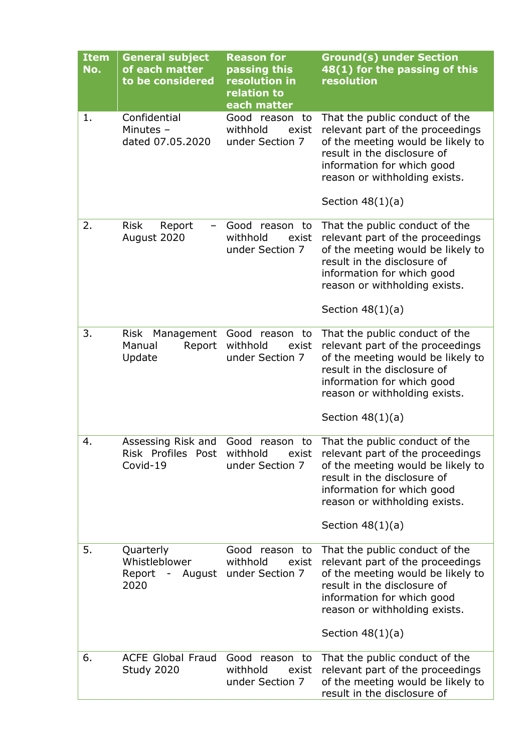| Item No. | General subject of each matter to be considered | Reason for passing this resolution in relation to each matter | Ground(s) under Section 48(1) for the passing of this resolution |
|---|---|---|---|
| 1. | Confidential Minutes – dated 07.05.2020 | Good reason to withhold exist under Section 7 | That the public conduct of the relevant part of the proceedings of the meeting would be likely to result in the disclosure of information for which good reason or withholding exists.<br><br>Section 48(1)(a) |
| 2. | Risk Report – August 2020 | Good reason to withhold exist under Section 7 | That the public conduct of the relevant part of the proceedings of the meeting would be likely to result in the disclosure of information for which good reason or withholding exists.<br><br>Section 48(1)(a) |
| 3. | Risk Management Manual Report Update | Good reason to withhold exist under Section 7 | That the public conduct of the relevant part of the proceedings of the meeting would be likely to result in the disclosure of information for which good reason or withholding exists.<br><br>Section 48(1)(a) |
| 4. | Assessing Risk and Risk Profiles Post Covid-19 | Good reason to withhold exist under Section 7 | That the public conduct of the relevant part of the proceedings of the meeting would be likely to result in the disclosure of information for which good reason or withholding exists.<br><br>Section 48(1)(a) |
| 5. | Quarterly Whistleblower Report - August 2020 | Good reason to withhold exist under Section 7 | That the public conduct of the relevant part of the proceedings of the meeting would be likely to result in the disclosure of information for which good reason or withholding exists.<br><br>Section 48(1)(a) |
| 6. | ACFE Global Fraud Study 2020 | Good reason to withhold exist under Section 7 | That the public conduct of the relevant part of the proceedings of the meeting would be likely to result in the disclosure of |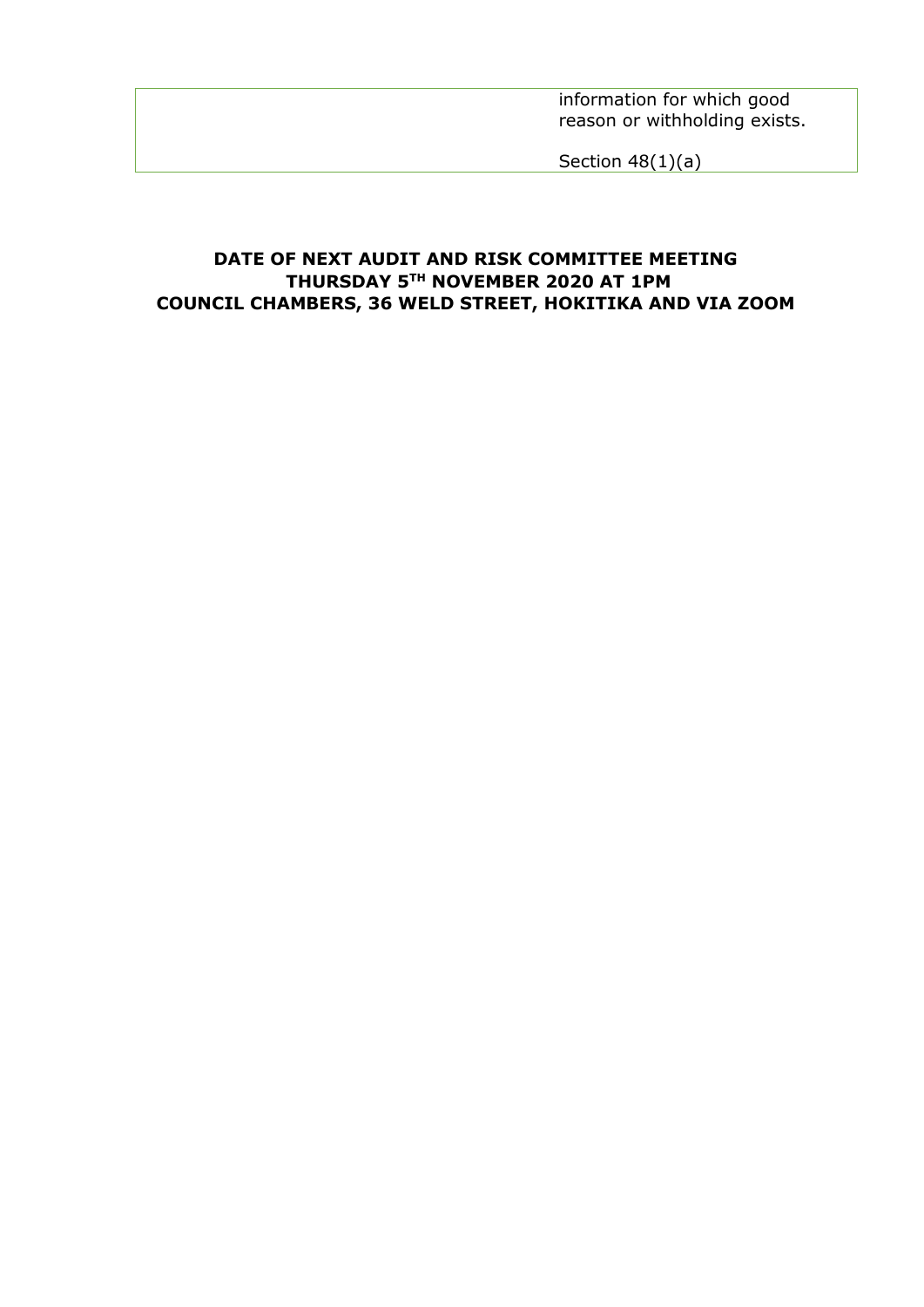|  |  | information for which good reason or withholding exists.<br><br>Section 48(1)(a) |
| --- | --- | --- |

**DATE OF NEXT AUDIT AND RISK COMMITTEE MEETING**
**THURSDAY 5TH NOVEMBER 2020 AT 1PM**
**COUNCIL CHAMBERS, 36 WELD STREET, HOKITIKA AND VIA ZOOM**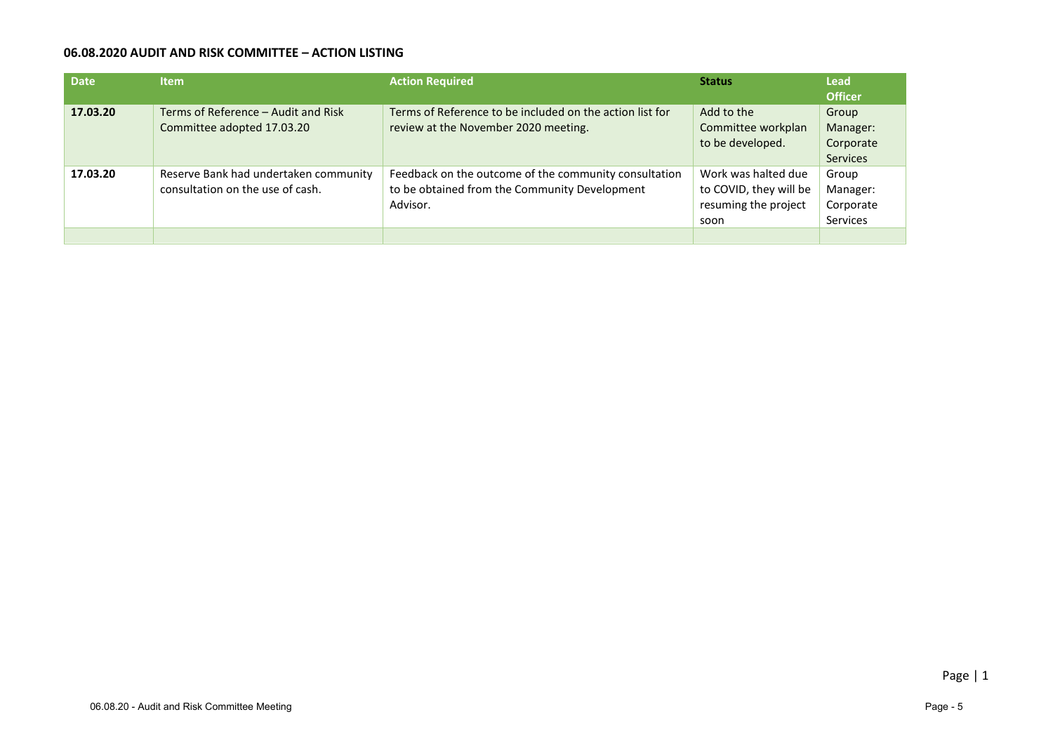**06.08.2020 AUDIT AND RISK COMMITTEE – ACTION LISTING**

| Date | Item | Action Required | Status | Lead Officer |
|---|---|---|---|---|
| **17.03.20** | Terms of Reference – Audit and Risk Committee adopted 17.03.20 | Terms of Reference to be included on the action list for review at the November 2020 meeting. | Add to the Committee workplan to be developed. | Group Manager: Corporate Services |
| **17.03.20** | Reserve Bank had undertaken community consultation on the use of cash. | Feedback on the outcome of the community consultation to be obtained from the Community Development Advisor. | Work was halted due to COVID, they will be resuming the project soon | Group Manager: Corporate Services |
| | | | | |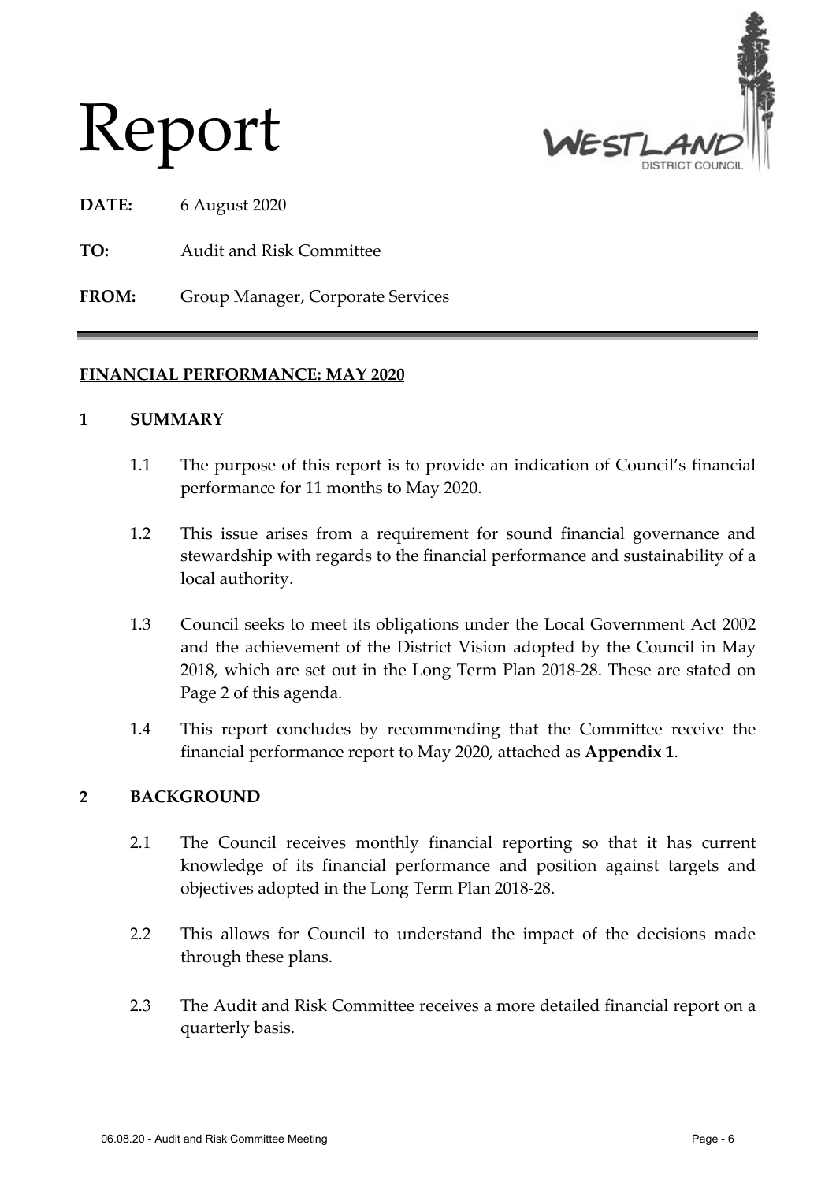# Report

**DATE:** 6 August 2020

**TO:** Audit and Risk Committee

**FROM:** Group Manager, Corporate Services

---

**FINANCIAL PERFORMANCE: MAY 2020**

## 1 SUMMARY

1.1 The purpose of this report is to provide an indication of Council's financial performance for 11 months to May 2020.

1.2 This issue arises from a requirement for sound financial governance and stewardship with regards to the financial performance and sustainability of a local authority.

1.3 Council seeks to meet its obligations under the Local Government Act 2002 and the achievement of the District Vision adopted by the Council in May 2018, which are set out in the Long Term Plan 2018-28. These are stated on Page 2 of this agenda.

1.4 This report concludes by recommending that the Committee receive the financial performance report to May 2020, attached as **Appendix 1**.

## 2 BACKGROUND

2.1 The Council receives monthly financial reporting so that it has current knowledge of its financial performance and position against targets and objectives adopted in the Long Term Plan 2018-28.

2.2 This allows for Council to understand the impact of the decisions made through these plans.

2.3 The Audit and Risk Committee receives a more detailed financial report on a quarterly basis.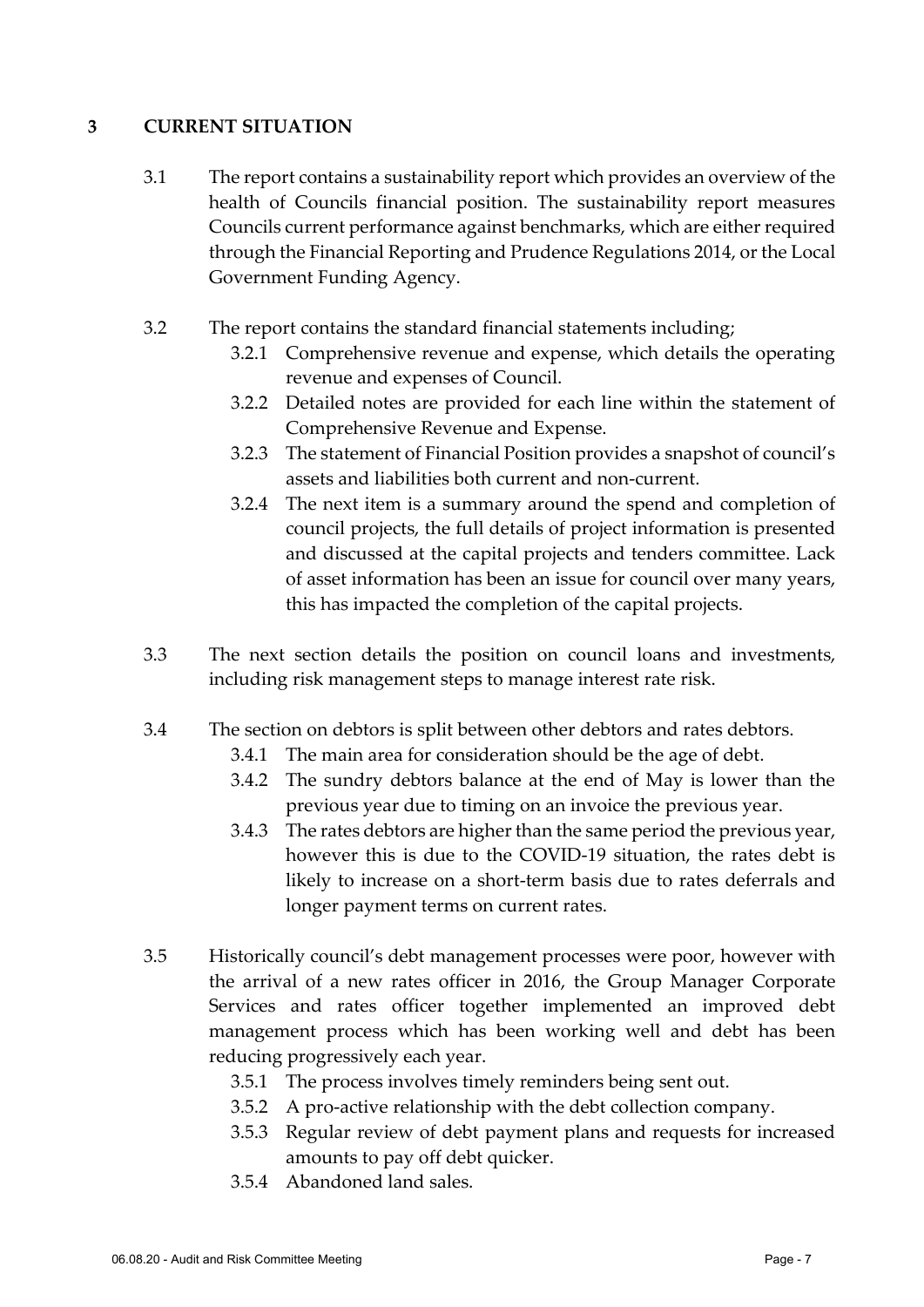## 3 CURRENT SITUATION

3.1 The report contains a sustainability report which provides an overview of the health of Councils financial position. The sustainability report measures Councils current performance against benchmarks, which are either required through the Financial Reporting and Prudence Regulations 2014, or the Local Government Funding Agency.

3.2 The report contains the standard financial statements including;

- 3.2.1 Comprehensive revenue and expense, which details the operating revenue and expenses of Council.
- 3.2.2 Detailed notes are provided for each line within the statement of Comprehensive Revenue and Expense.
- 3.2.3 The statement of Financial Position provides a snapshot of council's assets and liabilities both current and non-current.
- 3.2.4 The next item is a summary around the spend and completion of council projects, the full details of project information is presented and discussed at the capital projects and tenders committee. Lack of asset information has been an issue for council over many years, this has impacted the completion of the capital projects.

3.3 The next section details the position on council loans and investments, including risk management steps to manage interest rate risk.

3.4 The section on debtors is split between other debtors and rates debtors.

- 3.4.1 The main area for consideration should be the age of debt.
- 3.4.2 The sundry debtors balance at the end of May is lower than the previous year due to timing on an invoice the previous year.
- 3.4.3 The rates debtors are higher than the same period the previous year, however this is due to the COVID-19 situation, the rates debt is likely to increase on a short-term basis due to rates deferrals and longer payment terms on current rates.

3.5 Historically council's debt management processes were poor, however with the arrival of a new rates officer in 2016, the Group Manager Corporate Services and rates officer together implemented an improved debt management process which has been working well and debt has been reducing progressively each year.

- 3.5.1 The process involves timely reminders being sent out.
- 3.5.2 A pro-active relationship with the debt collection company.
- 3.5.3 Regular review of debt payment plans and requests for increased amounts to pay off debt quicker.
- 3.5.4 Abandoned land sales.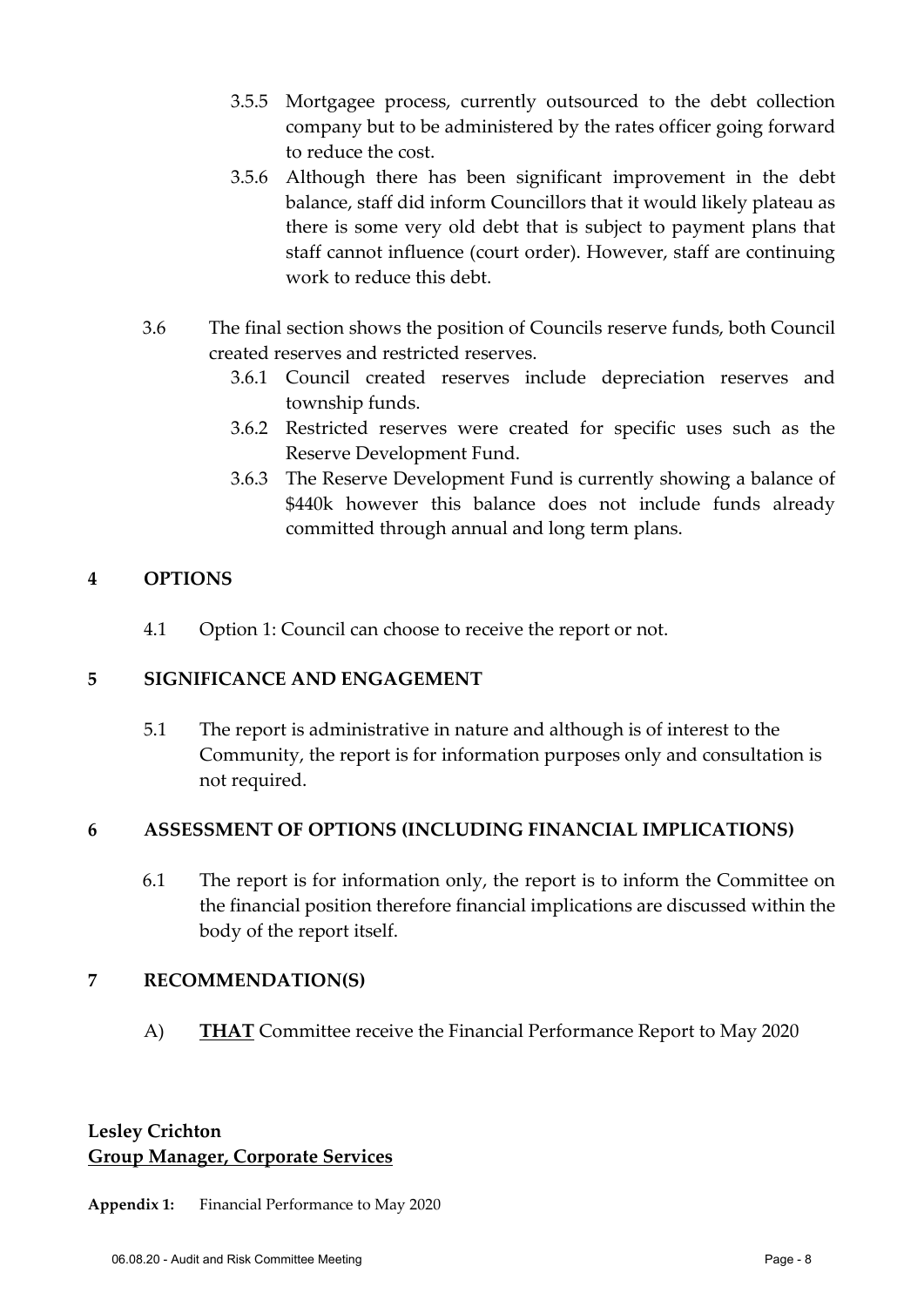3.5.5 Mortgagee process, currently outsourced to the debt collection company but to be administered by the rates officer going forward to reduce the cost.

3.5.6 Although there has been significant improvement in the debt balance, staff did inform Councillors that it would likely plateau as there is some very old debt that is subject to payment plans that staff cannot influence (court order). However, staff are continuing work to reduce this debt.

3.6 The final section shows the position of Councils reserve funds, both Council created reserves and restricted reserves.

3.6.1 Council created reserves include depreciation reserves and township funds.

3.6.2 Restricted reserves were created for specific uses such as the Reserve Development Fund.

3.6.3 The Reserve Development Fund is currently showing a balance of $440k however this balance does not include funds already committed through annual and long term plans.

## 4 OPTIONS

4.1 Option 1: Council can choose to receive the report or not.

## 5 SIGNIFICANCE AND ENGAGEMENT

5.1 The report is administrative in nature and although is of interest to the Community, the report is for information purposes only and consultation is not required.

## 6 ASSESSMENT OF OPTIONS (INCLUDING FINANCIAL IMPLICATIONS)

6.1 The report is for information only, the report is to inform the Committee on the financial position therefore financial implications are discussed within the body of the report itself.

## 7 RECOMMENDATION(S)

A) **THAT** Committee receive the Financial Performance Report to May 2020

**Lesley Crichton**
**Group Manager, Corporate Services**

**Appendix 1:** Financial Performance to May 2020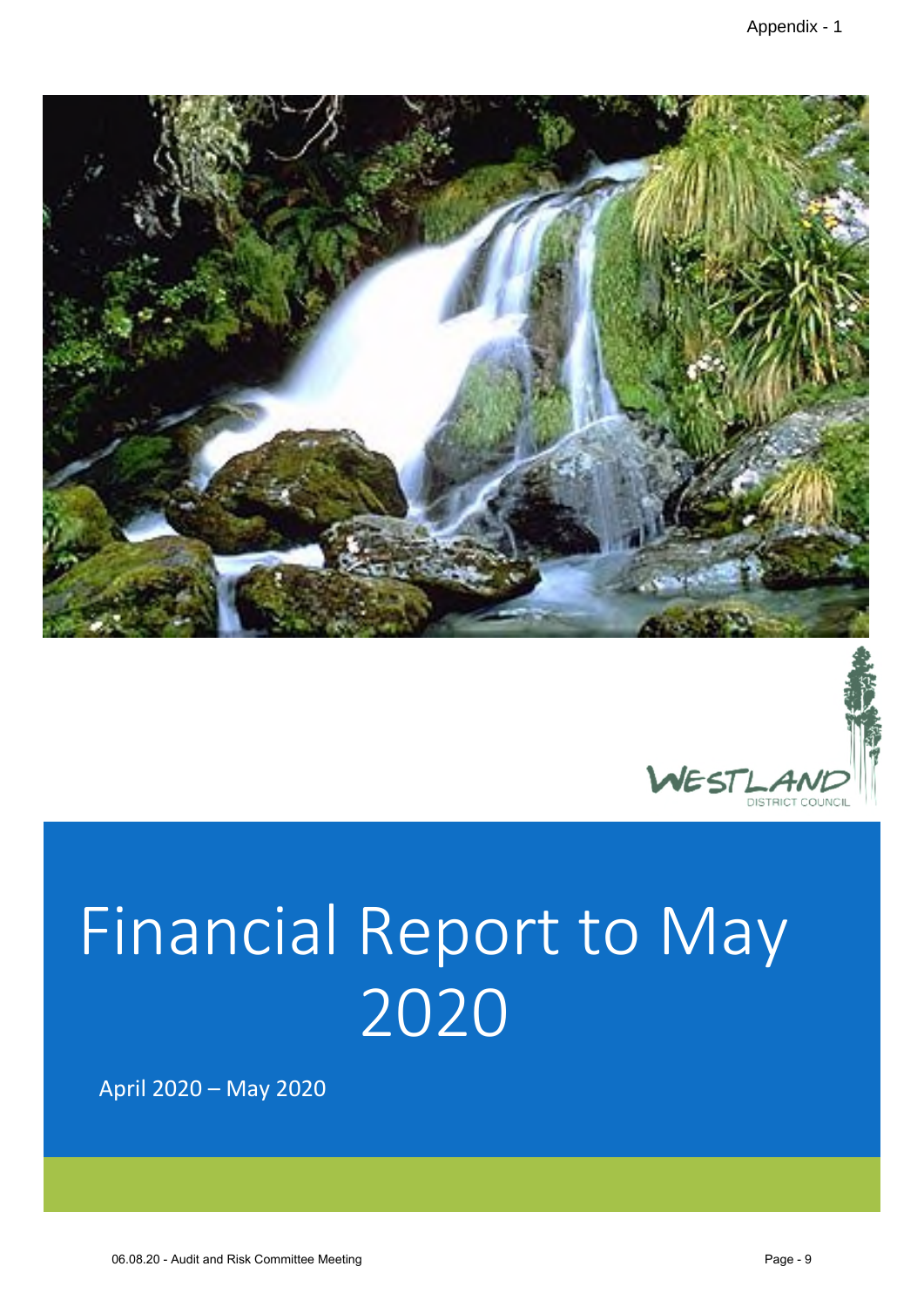# Financial Report to May 2020

April 2020 – May 2020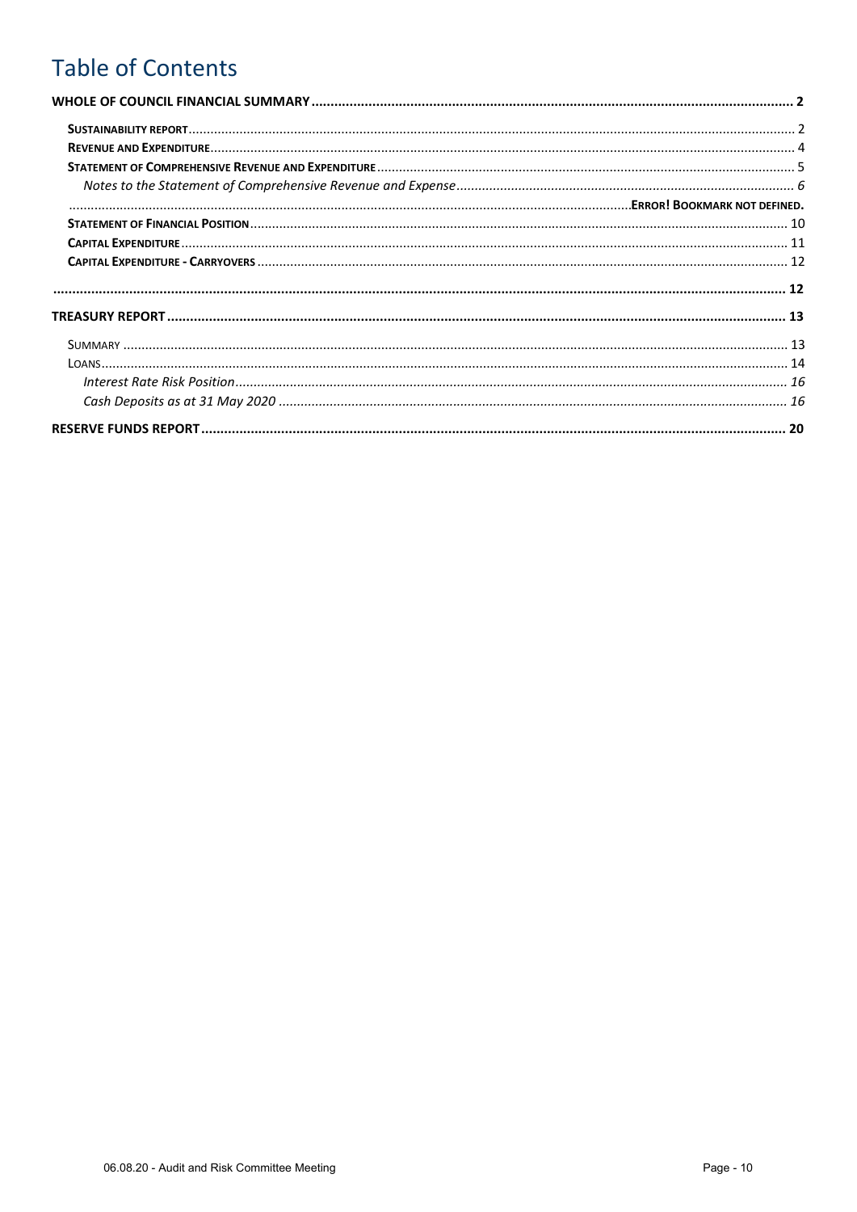# Table of Contents

**WHOLE OF COUNCIL FINANCIAL SUMMARY** .......... **2**

- **Sustainability report** .......... 2
- **Revenue and Expenditure** .......... 4
- **Statement of Comprehensive Revenue and Expenditure** .......... 5
  - *Notes to the Statement of Comprehensive Revenue and Expense* .......... *6*
  - .......... **Error! Bookmark not defined.**
- **Statement of Financial Position** .......... 10
- **Capital Expenditure** .......... 11
- **Capital Expenditure - Carryovers** .......... 12

.......... **12**

**TREASURY REPORT** .......... **13**

- Summary .......... 13
- Loans .......... 14
  - *Interest Rate Risk Position* .......... *16*
  - *Cash Deposits as at 31 May 2020* .......... *16*

**RESERVE FUNDS REPORT** .......... **20**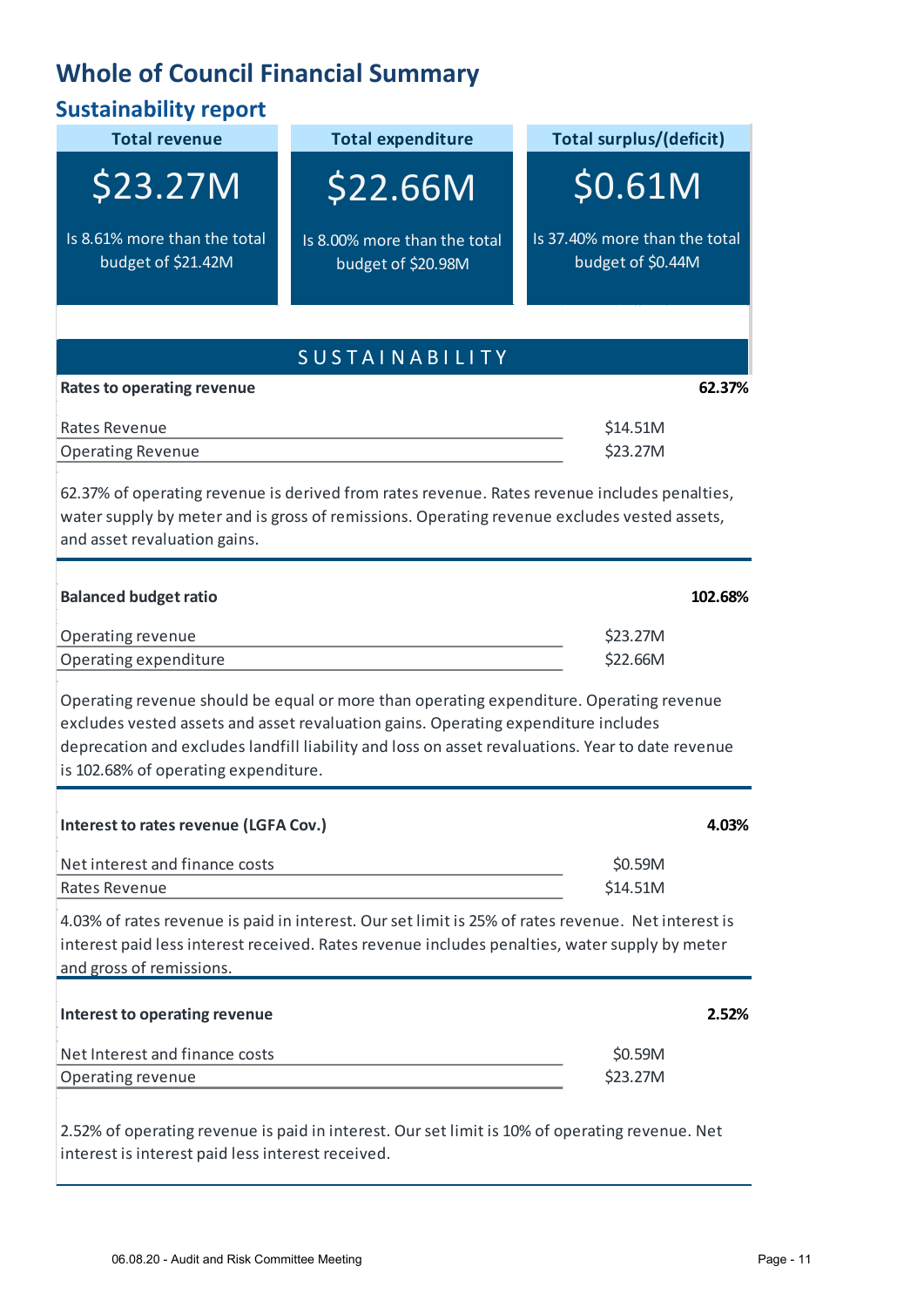# Whole of Council Financial Summary

## Sustainability report

| Total revenue | Total expenditure | Total surplus/(deficit) |
| --- | --- | --- |
| $23.27M | $22.66M | $0.61M |
| Is 8.61% more than the total budget of $21.42M | Is 8.00% more than the total budget of $20.98M | Is 37.40% more than the total budget of $0.44M |

### SUSTAINABILITY

**Rates to operating revenue** — **62.37%**

| | |
| --- | --- |
| Rates Revenue | $14.51M |
| Operating Revenue | $23.27M |

62.37% of operating revenue is derived from rates revenue. Rates revenue includes penalties, water supply by meter and is gross of remissions. Operating revenue excludes vested assets, and asset revaluation gains.

**Balanced budget ratio** — **102.68%**

| | |
| --- | --- |
| Operating revenue | $23.27M |
| Operating expenditure | $22.66M |

Operating revenue should be equal or more than operating expenditure. Operating revenue excludes vested assets and asset revaluation gains. Operating expenditure includes deprecation and excludes landfill liability and loss on asset revaluations. Year to date revenue is 102.68% of operating expenditure.

**Interest to rates revenue (LGFA Cov.)** — **4.03%**

| | |
| --- | --- |
| Net interest and finance costs | $0.59M |
| Rates Revenue | $14.51M |

4.03% of rates revenue is paid in interest. Our set limit is 25% of rates revenue. Net interest is interest paid less interest received. Rates revenue includes penalties, water supply by meter and gross of remissions.

**Interest to operating revenue** — **2.52%**

| | |
| --- | --- |
| Net Interest and finance costs | $0.59M |
| Operating revenue | $23.27M |

2.52% of operating revenue is paid in interest. Our set limit is 10% of operating revenue. Net interest is interest paid less interest received.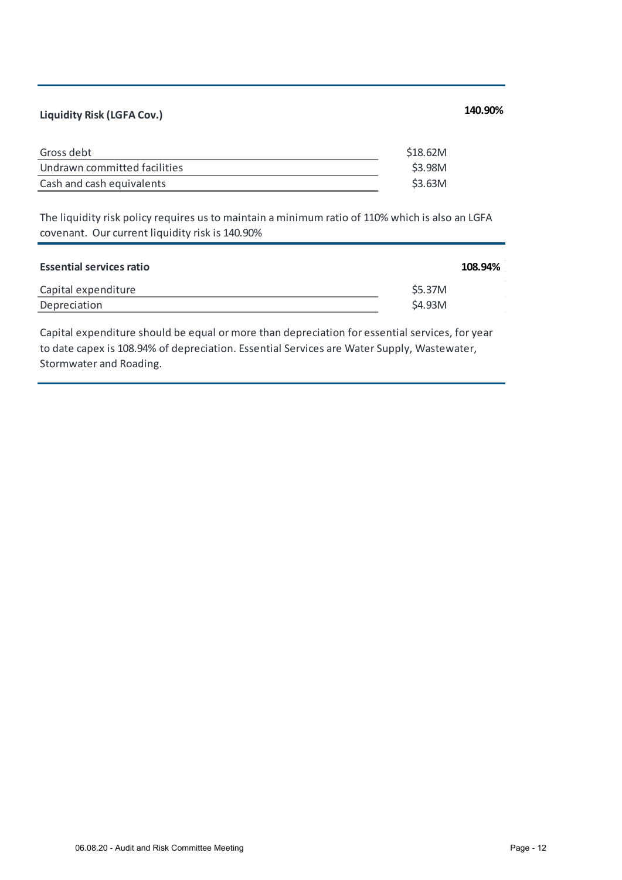## Liquidity Risk (LGFA Cov.) — 140.90%

| Item | Amount |
|---|---|
| Gross debt | $18.62M |
| Undrawn committed facilities | $3.98M |
| Cash and cash equivalents | $3.63M |

The liquidity risk policy requires us to maintain a minimum ratio of 110% which is also an LGFA covenant. Our current liquidity risk is 140.90%

## Essential services ratio — 108.94%

| Item | Amount |
|---|---|
| Capital expenditure | $5.37M |
| Depreciation | $4.93M |

Capital expenditure should be equal or more than depreciation for essential services, for year to date capex is 108.94% of depreciation. Essential Services are Water Supply, Wastewater, Stormwater and Roading.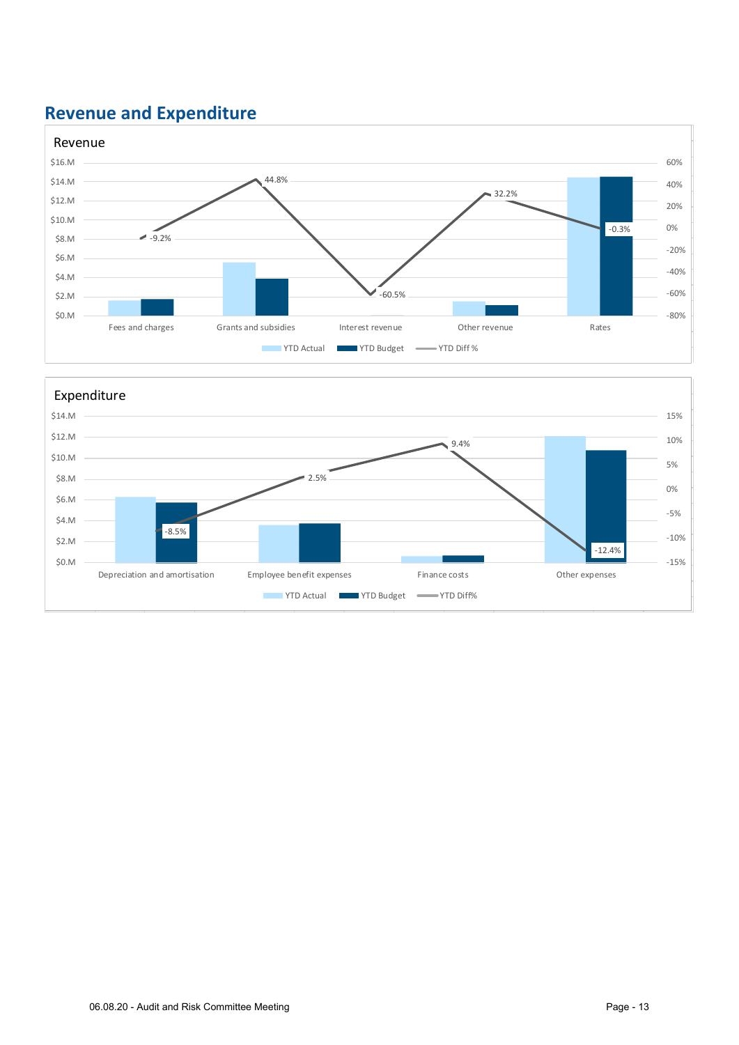## Revenue and Expenditure

### Revenue

| | Fees and charges | Grants and subsidies | Interest revenue | Other revenue | Rates |
|---|---|---|---|---|---|
| YTD Diff % | -9.2% | 44.8% | -60.5% | 32.2% | -0.3% |

Legend: YTD Actual, YTD Budget, YTD Diff %

### Expenditure

| | Depreciation and amortisation | Employee benefit expenses | Finance costs | Other expenses |
|---|---|---|---|---|
| YTD Diff% | -8.5% | 2.5% | 9.4% | -12.4% |

Legend: YTD Actual, YTD Budget, YTD Diff%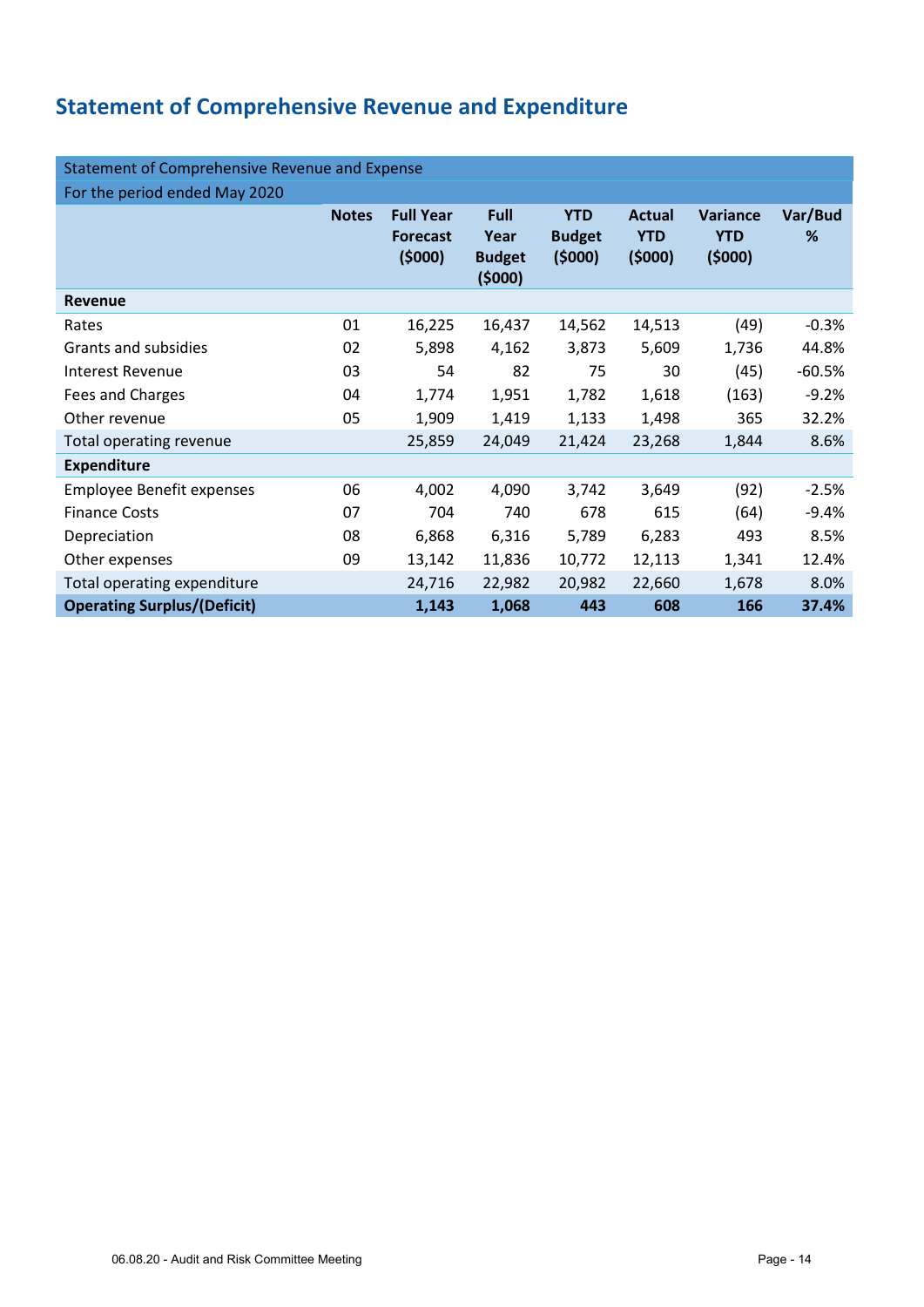# Statement of Comprehensive Revenue and Expenditure

| Statement of Comprehensive Revenue and Expense | | | | | | | |
|---|---|---|---|---|---|---|---|
| For the period ended May 2020 | | | | | | | |
| | **Notes** | **Full Year Forecast ($000)** | **Full Year Budget ($000)** | **YTD Budget ($000)** | **Actual YTD ($000)** | **Variance YTD ($000)** | **Var/Bud %** |
| **Revenue** | | | | | | | |
| Rates | 01 | 16,225 | 16,437 | 14,562 | 14,513 | (49) | -0.3% |
| Grants and subsidies | 02 | 5,898 | 4,162 | 3,873 | 5,609 | 1,736 | 44.8% |
| Interest Revenue | 03 | 54 | 82 | 75 | 30 | (45) | -60.5% |
| Fees and Charges | 04 | 1,774 | 1,951 | 1,782 | 1,618 | (163) | -9.2% |
| Other revenue | 05 | 1,909 | 1,419 | 1,133 | 1,498 | 365 | 32.2% |
| Total operating revenue | | 25,859 | 24,049 | 21,424 | 23,268 | 1,844 | 8.6% |
| **Expenditure** | | | | | | | |
| Employee Benefit expenses | 06 | 4,002 | 4,090 | 3,742 | 3,649 | (92) | -2.5% |
| Finance Costs | 07 | 704 | 740 | 678 | 615 | (64) | -9.4% |
| Depreciation | 08 | 6,868 | 6,316 | 5,789 | 6,283 | 493 | 8.5% |
| Other expenses | 09 | 13,142 | 11,836 | 10,772 | 12,113 | 1,341 | 12.4% |
| Total operating expenditure | | 24,716 | 22,982 | 20,982 | 22,660 | 1,678 | 8.0% |
| **Operating Surplus/(Deficit)** | | **1,143** | **1,068** | **443** | **608** | **166** | **37.4%** |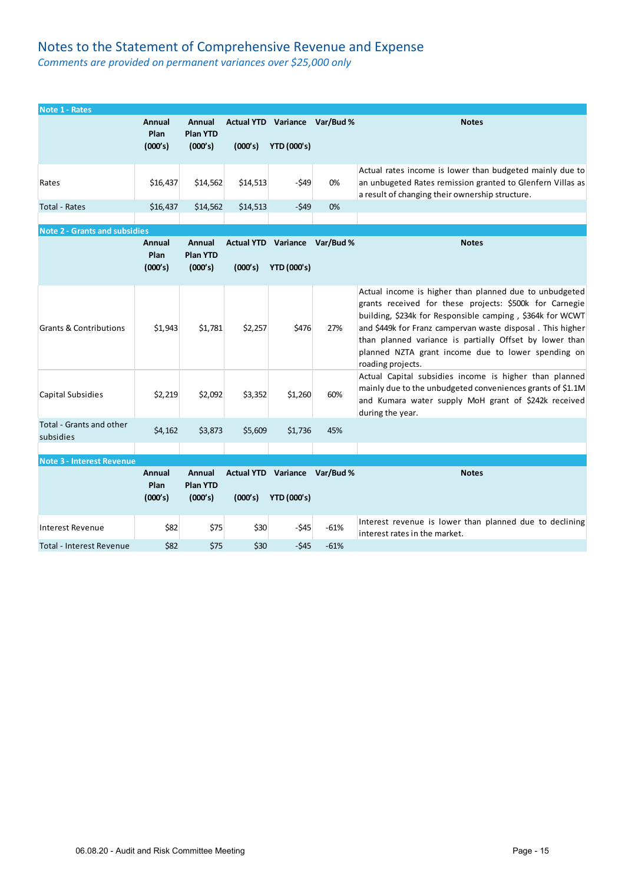# Notes to the Statement of Comprehensive Revenue and Expense

*Comments are provided on permanent variances over $25,000 only*

**Note 1 - Rates**

| | Annual Plan (000's) | Annual Plan YTD (000's) | Actual YTD (000's) | Variance YTD (000's) | Var/Bud % | Notes |
|---|---|---|---|---|---|---|
| Rates | $16,437 | $14,562 | $14,513 | -$49 | 0% | Actual rates income is lower than budgeted mainly due to an unbugeted Rates remission granted to Glenfern Villas as a result of changing their ownership structure. |
| Total - Rates | $16,437 | $14,562 | $14,513 | -$49 | 0% | |

**Note 2 - Grants and subsidies**

| | Annual Plan (000's) | Annual Plan YTD (000's) | Actual YTD (000's) | Variance YTD (000's) | Var/Bud % | Notes |
|---|---|---|---|---|---|---|
| Grants & Contributions | $1,943 | $1,781 | $2,257 | $476 | 27% | Actual income is higher than planned due to unbudgeted grants received for these projects: $500k for Carnegie building, $234k for Responsible camping , $364k for WCWT and $449k for Franz campervan waste disposal . This higher than planned variance is partially Offset by lower than planned NZTA grant income due to lower spending on roading projects. |
| Capital Subsidies | $2,219 | $2,092 | $3,352 | $1,260 | 60% | Actual Capital subsidies income is higher than planned mainly due to the unbudgeted conveniences grants of $1.1M and Kumara water supply MoH grant of $242k received during the year. |
| Total - Grants and other subsidies | $4,162 | $3,873 | $5,609 | $1,736 | 45% | |

**Note 3 - Interest Revenue**

| | Annual Plan (000's) | Annual Plan YTD (000's) | Actual YTD (000's) | Variance YTD (000's) | Var/Bud % | Notes |
|---|---|---|---|---|---|---|
| Interest Revenue | $82 | $75 | $30 | -$45 | -61% | Interest revenue is lower than planned due to declining interest rates in the market. |
| Total - Interest Revenue | $82 | $75 | $30 | -$45 | -61% | |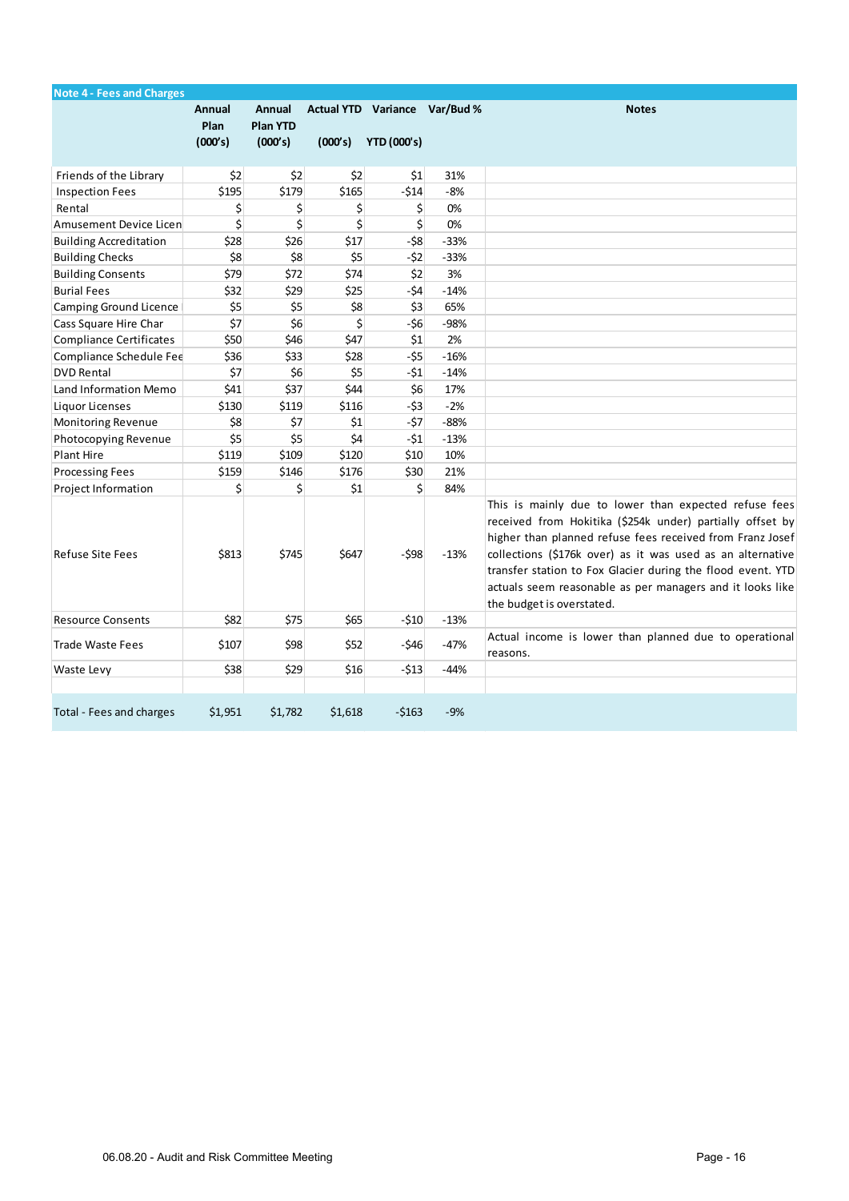## Note 4 - Fees and Charges

| | Annual Plan (000's) | Annual Plan YTD (000's) | Actual YTD (000's) | Variance YTD (000's) | Var/Bud % | Notes |
|---|---|---|---|---|---|---|
| Friends of the Library | $2 | $2 | $2 | $1 | 31% | |
| Inspection Fees | $195 | $179 | $165 | -$14 | -8% | |
| Rental | $ | $ | $ | $ | 0% | |
| Amusement Device Licen | $ | $ | $ | $ | 0% | |
| Building Accreditation | $28 | $26 | $17 | -$8 | -33% | |
| Building Checks | $8 | $8 | $5 | -$2 | -33% | |
| Building Consents | $79 | $72 | $74 | $2 | 3% | |
| Burial Fees | $32 | $29 | $25 | -$4 | -14% | |
| Camping Ground Licence | $5 | $5 | $8 | $3 | 65% | |
| Cass Square Hire Char | $7 | $6 | $ | -$6 | -98% | |
| Compliance Certificates | $50 | $46 | $47 | $1 | 2% | |
| Compliance Schedule Fee | $36 | $33 | $28 | -$5 | -16% | |
| DVD Rental | $7 | $6 | $5 | -$1 | -14% | |
| Land Information Memo | $41 | $37 | $44 | $6 | 17% | |
| Liquor Licenses | $130 | $119 | $116 | -$3 | -2% | |
| Monitoring Revenue | $8 | $7 | $1 | -$7 | -88% | |
| Photocopying Revenue | $5 | $5 | $4 | -$1 | -13% | |
| Plant Hire | $119 | $109 | $120 | $10 | 10% | |
| Processing Fees | $159 | $146 | $176 | $30 | 21% | |
| Project Information | $ | $ | $1 | $ | 84% | |
| Refuse Site Fees | $813 | $745 | $647 | -$98 | -13% | This is mainly due to lower than expected refuse fees received from Hokitika ($254k under) partially offset by higher than planned refuse fees received from Franz Josef collections ($176k over) as it was used as an alternative transfer station to Fox Glacier during the flood event. YTD actuals seem reasonable as per managers and it looks like the budget is overstated. |
| Resource Consents | $82 | $75 | $65 | -$10 | -13% | |
| Trade Waste Fees | $107 | $98 | $52 | -$46 | -47% | Actual income is lower than planned due to operational reasons. |
| Waste Levy | $38 | $29 | $16 | -$13 | -44% | |
| | | | | | | |
| Total - Fees and charges | $1,951 | $1,782 | $1,618 | -$163 | -9% | |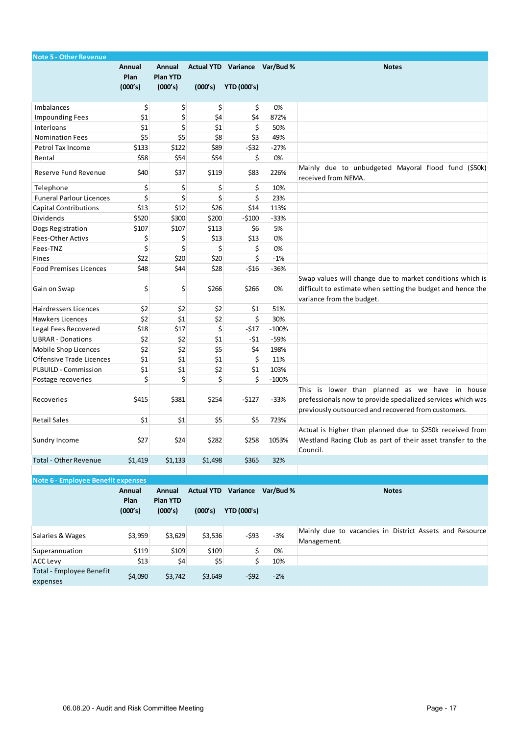## Note 5 - Other Revenue

| | Annual Plan (000's) | Annual Plan YTD (000's) | Actual YTD (000's) | Variance YTD (000's) | Var/Bud % | Notes |
|---|---|---|---|---|---|---|
| Imbalances | $ | $ | $ | $ | 0% | |
| Impounding Fees | $1 | $ | $4 | $4 | 872% | |
| Interloans | $1 | $ | $1 | $ | 50% | |
| Nomination Fees | $5 | $5 | $8 | $3 | 49% | |
| Petrol Tax Income | $133 | $122 | $89 | -$32 | -27% | |
| Rental | $58 | $54 | $54 | $ | 0% | |
| Reserve Fund Revenue | $40 | $37 | $119 | $83 | 226% | Mainly due to unbudgeted Mayoral flood fund ($50k) received from NEMA. |
| Telephone | $ | $ | $ | $ | 10% | |
| Funeral Parlour Licences | $ | $ | $ | $ | 23% | |
| Capital Contributions | $13 | $12 | $26 | $14 | 113% | |
| Dividends | $520 | $300 | $200 | -$100 | -33% | |
| Dogs Registration | $107 | $107 | $113 | $6 | 5% | |
| Fees-Other Activs | $ | $ | $13 | $13 | 0% | |
| Fees-TNZ | $ | $ | $ | $ | 0% | |
| Fines | $22 | $20 | $20 | $ | -1% | |
| Food Premises Licences | $48 | $44 | $28 | -$16 | -36% | |
| Gain on Swap | $ | $ | $266 | $266 | 0% | Swap values will change due to market conditions which is difficult to estimate when setting the budget and hence the variance from the budget. |
| Hairdressers Licences | $2 | $2 | $2 | $1 | 51% | |
| Hawkers Licences | $2 | $1 | $2 | $ | 30% | |
| Legal Fees Recovered | $18 | $17 | $ | -$17 | -100% | |
| LIBRAR - Donations | $2 | $2 | $1 | -$1 | -59% | |
| Mobile Shop Licences | $2 | $2 | $5 | $4 | 198% | |
| Offensive Trade Licences | $1 | $1 | $1 | $ | 11% | |
| PLBUILD - Commission | $1 | $1 | $2 | $1 | 103% | |
| Postage recoveries | $ | $ | $ | $ | -100% | |
| Recoveries | $415 | $381 | $254 | -$127 | -33% | This is lower than planned as we have in house prefessionals now to provide specialized services which was previously outsourced and recovered from customers. |
| Retail Sales | $1 | $1 | $5 | $5 | 723% | |
| Sundry Income | $27 | $24 | $282 | $258 | 1053% | Actual is higher than planned due to $250k received from Westland Racing Club as part of their asset transfer to the Council. |
| **Total - Other Revenue** | **$1,419** | **$1,133** | **$1,498** | **$365** | **32%** | |

## Note 6 - Employee Benefit expenses

| | Annual Plan (000's) | Annual Plan YTD (000's) | Actual YTD (000's) | Variance YTD (000's) | Var/Bud % | Notes |
|---|---|---|---|---|---|---|
| Salaries & Wages | $3,959 | $3,629 | $3,536 | -$93 | -3% | Mainly due to vacancies in District Assets and Resource Management. |
| Superannuation | $119 | $109 | $109 | $ | 0% | |
| ACC Levy | $13 | $4 | $5 | $ | 10% | |
| **Total - Employee Benefit expenses** | **$4,090** | **$3,742** | **$3,649** | **-$92** | **-2%** | |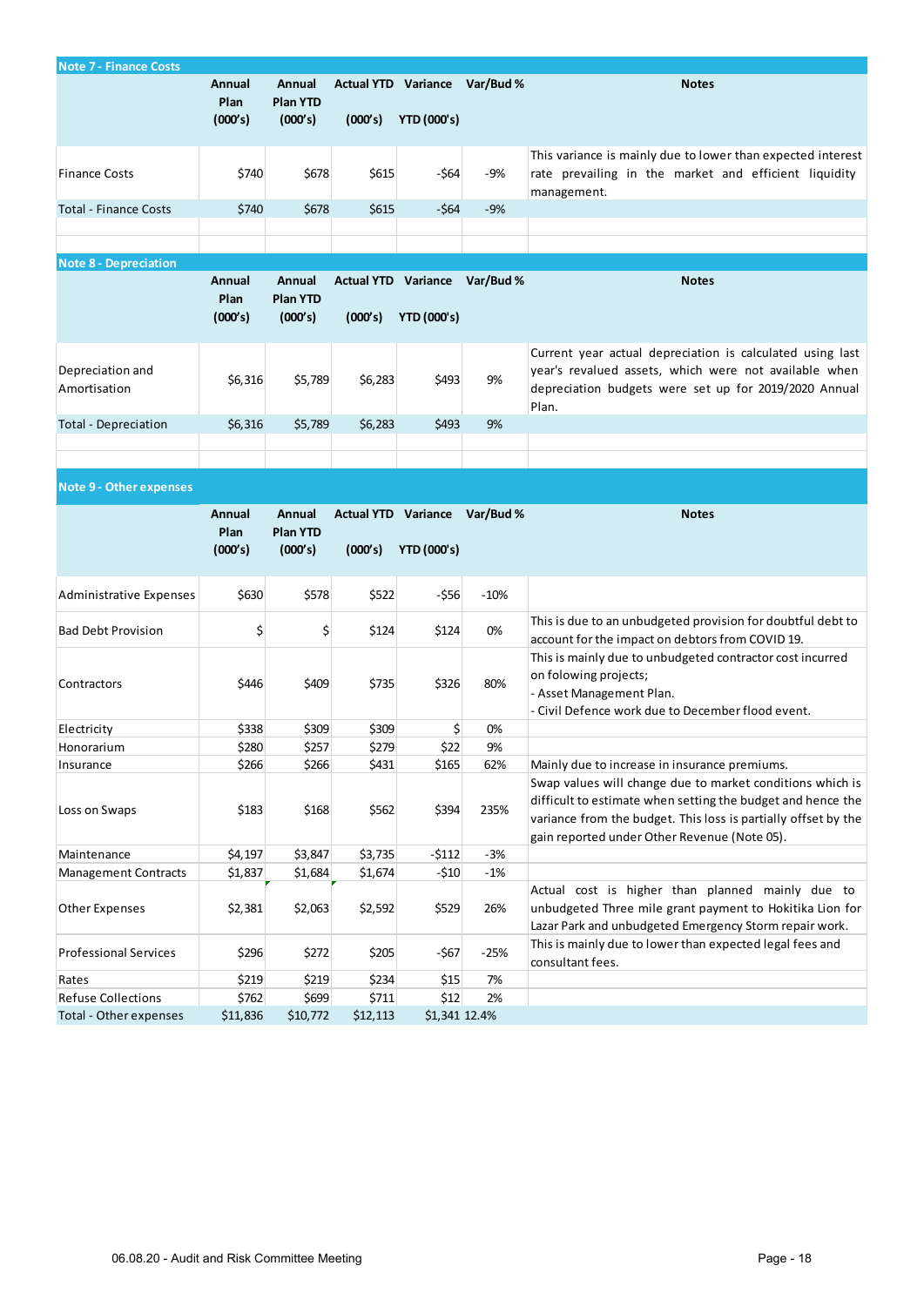## Note 7 - Finance Costs

| | Annual Plan (000's) | Annual Plan YTD (000's) | Actual YTD (000's) | Variance YTD (000's) | Var/Bud % | Notes |
|---|---|---|---|---|---|---|
| Finance Costs | $740 | $678 | $615 | -$64 | -9% | This variance is mainly due to lower than expected interest rate prevailing in the market and efficient liquidity management. |
| Total - Finance Costs | $740 | $678 | $615 | -$64 | -9% | |

## Note 8 - Depreciation

| | Annual Plan (000's) | Annual Plan YTD (000's) | Actual YTD (000's) | Variance YTD (000's) | Var/Bud % | Notes |
|---|---|---|---|---|---|---|
| Depreciation and Amortisation | $6,316 | $5,789 | $6,283 | $493 | 9% | Current year actual depreciation is calculated using last year's revalued assets, which were not available when depreciation budgets were set up for 2019/2020 Annual Plan. |
| Total - Depreciation | $6,316 | $5,789 | $6,283 | $493 | 9% | |

## Note 9 - Other expenses

| | Annual Plan (000's) | Annual Plan YTD (000's) | Actual YTD (000's) | Variance YTD (000's) | Var/Bud % | Notes |
|---|---|---|---|---|---|---|
| Administrative Expenses | $630 | $578 | $522 | -$56 | -10% | |
| Bad Debt Provision | $ | $ | $124 | $124 | 0% | This is due to an unbudgeted provision for doubtful debt to account for the impact on debtors from COVID 19. |
| Contractors | $446 | $409 | $735 | $326 | 80% | This is mainly due to unbudgeted contractor cost incurred on folowing projects;<br>- Asset Management Plan.<br>- Civil Defence work due to December flood event. |
| Electricity | $338 | $309 | $309 | $ | 0% | |
| Honorarium | $280 | $257 | $279 | $22 | 9% | |
| Insurance | $266 | $266 | $431 | $165 | 62% | Mainly due to increase in insurance premiums. |
| Loss on Swaps | $183 | $168 | $562 | $394 | 235% | Swap values will change due to market conditions which is difficult to estimate when setting the budget and hence the variance from the budget. This loss is partially offset by the gain reported under Other Revenue (Note 05). |
| Maintenance | $4,197 | $3,847 | $3,735 | -$112 | -3% | |
| Management Contracts | $1,837 | $1,684 | $1,674 | -$10 | -1% | |
| Other Expenses | $2,381 | $2,063 | $2,592 | $529 | 26% | Actual cost is higher than planned mainly due to unbudgeted Three mile grant payment to Hokitika Lion for Lazar Park and unbudgeted Emergency Storm repair work. |
| Professional Services | $296 | $272 | $205 | -$67 | -25% | This is mainly due to lower than expected legal fees and consultant fees. |
| Rates | $219 | $219 | $234 | $15 | 7% | |
| Refuse Collections | $762 | $699 | $711 | $12 | 2% | |
| Total - Other expenses | $11,836 | $10,772 | $12,113 | $1,341 | 12.4% | |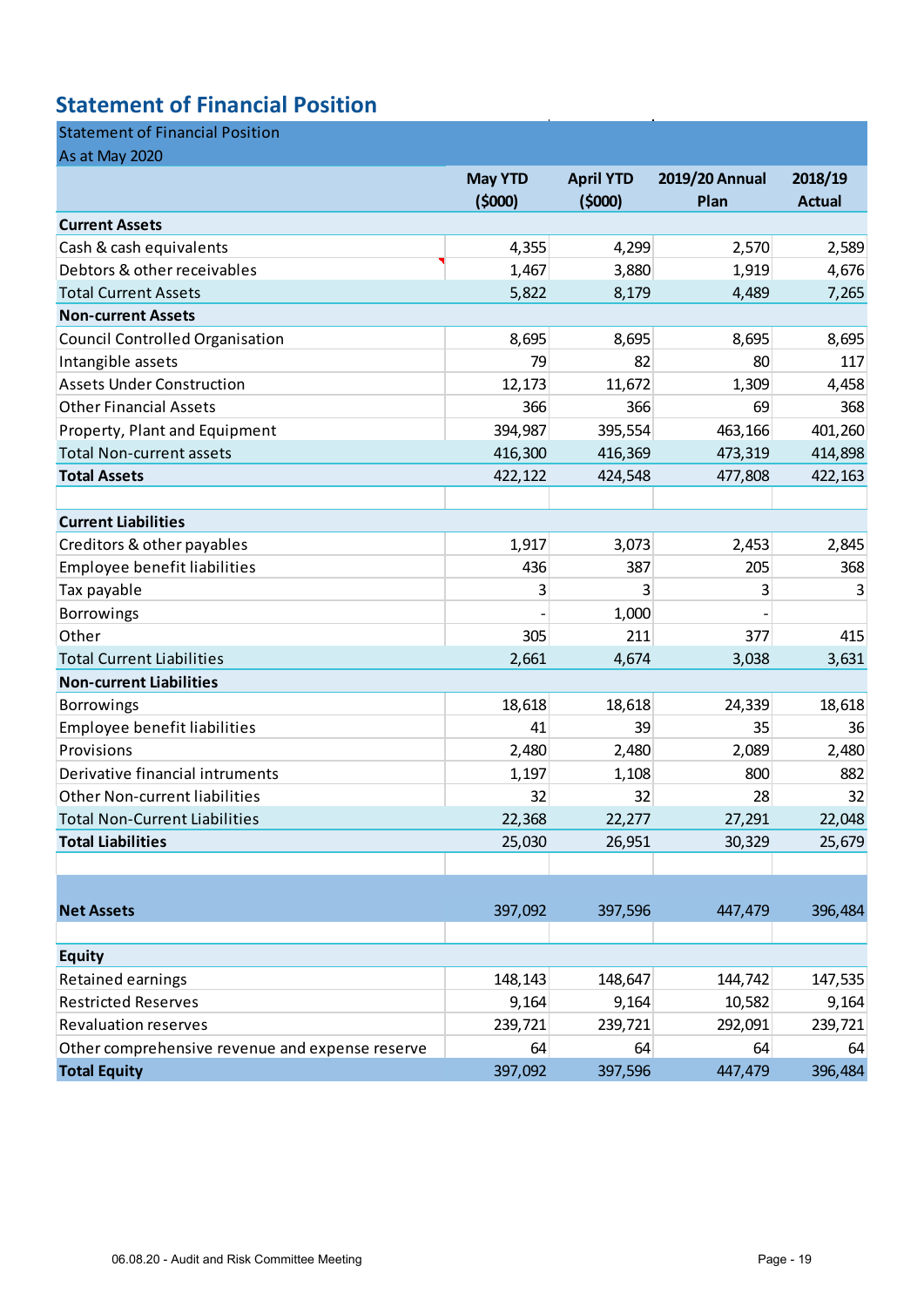## Statement of Financial Position

| Statement of Financial Position<br>As at May 2020 | May YTD ($000) | April YTD ($000) | 2019/20 Annual Plan | 2018/19 Actual |
|---|---|---|---|---|
| **Current Assets** | | | | |
| Cash & cash equivalents | 4,355 | 4,299 | 2,570 | 2,589 |
| Debtors & other receivables | 1,467 | 3,880 | 1,919 | 4,676 |
| Total Current Assets | 5,822 | 8,179 | 4,489 | 7,265 |
| **Non-current Assets** | | | | |
| Council Controlled Organisation | 8,695 | 8,695 | 8,695 | 8,695 |
| Intangible assets | 79 | 82 | 80 | 117 |
| Assets Under Construction | 12,173 | 11,672 | 1,309 | 4,458 |
| Other Financial Assets | 366 | 366 | 69 | 368 |
| Property, Plant and Equipment | 394,987 | 395,554 | 463,166 | 401,260 |
| Total Non-current assets | 416,300 | 416,369 | 473,319 | 414,898 |
| **Total Assets** | 422,122 | 424,548 | 477,808 | 422,163 |
| | | | | |
| **Current Liabilities** | | | | |
| Creditors & other payables | 1,917 | 3,073 | 2,453 | 2,845 |
| Employee benefit liabilities | 436 | 387 | 205 | 368 |
| Tax payable | 3 | 3 | 3 | 3 |
| Borrowings | - | 1,000 | - | |
| Other | 305 | 211 | 377 | 415 |
| Total Current Liabilities | 2,661 | 4,674 | 3,038 | 3,631 |
| **Non-current Liabilities** | | | | |
| Borrowings | 18,618 | 18,618 | 24,339 | 18,618 |
| Employee benefit liabilities | 41 | 39 | 35 | 36 |
| Provisions | 2,480 | 2,480 | 2,089 | 2,480 |
| Derivative financial intruments | 1,197 | 1,108 | 800 | 882 |
| Other Non-current liabilities | 32 | 32 | 28 | 32 |
| Total Non-Current Liabilities | 22,368 | 22,277 | 27,291 | 22,048 |
| **Total Liabilities** | 25,030 | 26,951 | 30,329 | 25,679 |
| | | | | |
| **Net Assets** | 397,092 | 397,596 | 447,479 | 396,484 |
| | | | | |
| **Equity** | | | | |
| Retained earnings | 148,143 | 148,647 | 144,742 | 147,535 |
| Restricted Reserves | 9,164 | 9,164 | 10,582 | 9,164 |
| Revaluation reserves | 239,721 | 239,721 | 292,091 | 239,721 |
| Other comprehensive revenue and expense reserve | 64 | 64 | 64 | 64 |
| **Total Equity** | 397,092 | 397,596 | 447,479 | 396,484 |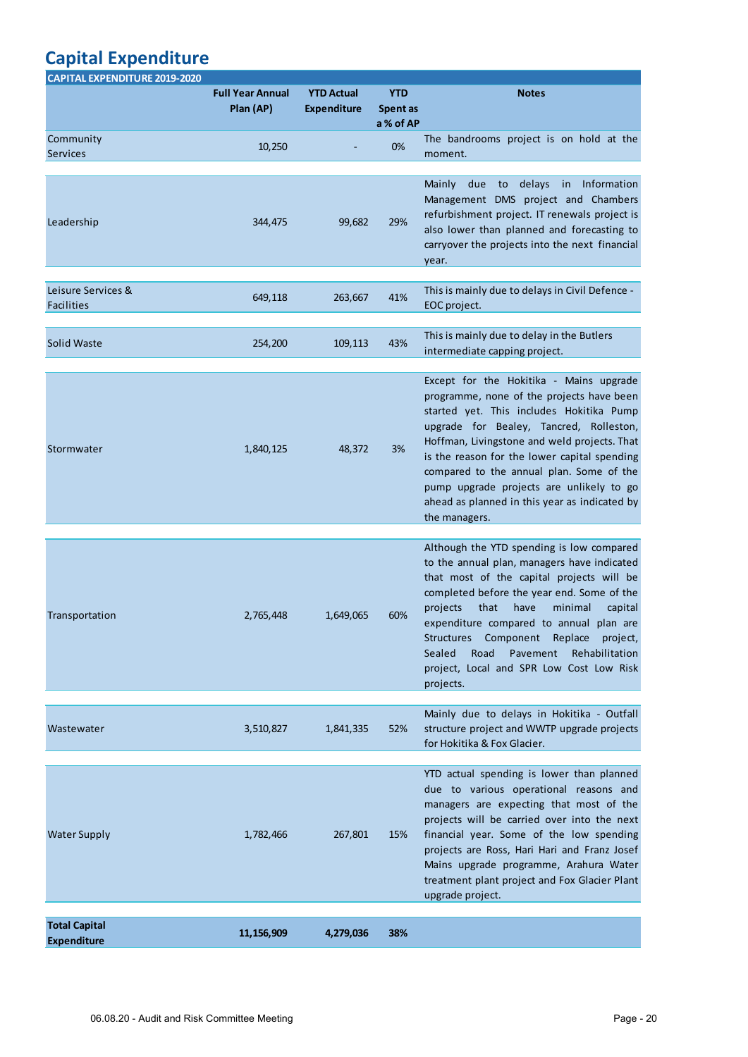# Capital Expenditure

| CAPITAL EXPENDITURE 2019-2020 | | | | |
|---|---|---|---|---|
| | **Full Year Annual Plan (AP)** | **YTD Actual Expenditure** | **YTD Spent as a % of AP** | **Notes** |
| Community Services | 10,250 | - | 0% | The bandrooms project is on hold at the moment. |
| Leadership | 344,475 | 99,682 | 29% | Mainly due to delays in Information Management DMS project and Chambers refurbishment project. IT renewals project is also lower than planned and forecasting to carryover the projects into the next financial year. |
| Leisure Services & Facilities | 649,118 | 263,667 | 41% | This is mainly due to delays in Civil Defence - EOC project. |
| Solid Waste | 254,200 | 109,113 | 43% | This is mainly due to delay in the Butlers intermediate capping project. |
| Stormwater | 1,840,125 | 48,372 | 3% | Except for the Hokitika - Mains upgrade programme, none of the projects have been started yet. This includes Hokitika Pump upgrade for Bealey, Tancred, Rolleston, Hoffman, Livingstone and weld projects. That is the reason for the lower capital spending compared to the annual plan. Some of the pump upgrade projects are unlikely to go ahead as planned in this year as indicated by the managers. |
| Transportation | 2,765,448 | 1,649,065 | 60% | Although the YTD spending is low compared to the annual plan, managers have indicated that most of the capital projects will be completed before the year end. Some of the projects that have minimal capital expenditure compared to annual plan are Structures Component Replace project, Sealed Road Pavement Rehabilitation project, Local and SPR Low Cost Low Risk projects. |
| Wastewater | 3,510,827 | 1,841,335 | 52% | Mainly due to delays in Hokitika - Outfall structure project and WWTP upgrade projects for Hokitika & Fox Glacier. |
| Water Supply | 1,782,466 | 267,801 | 15% | YTD actual spending is lower than planned due to various operational reasons and managers are expecting that most of the projects will be carried over into the next financial year. Some of the low spending projects are Ross, Hari Hari and Franz Josef Mains upgrade programme, Arahura Water treatment plant project and Fox Glacier Plant upgrade project. |
| **Total Capital Expenditure** | **11,156,909** | **4,279,036** | **38%** | |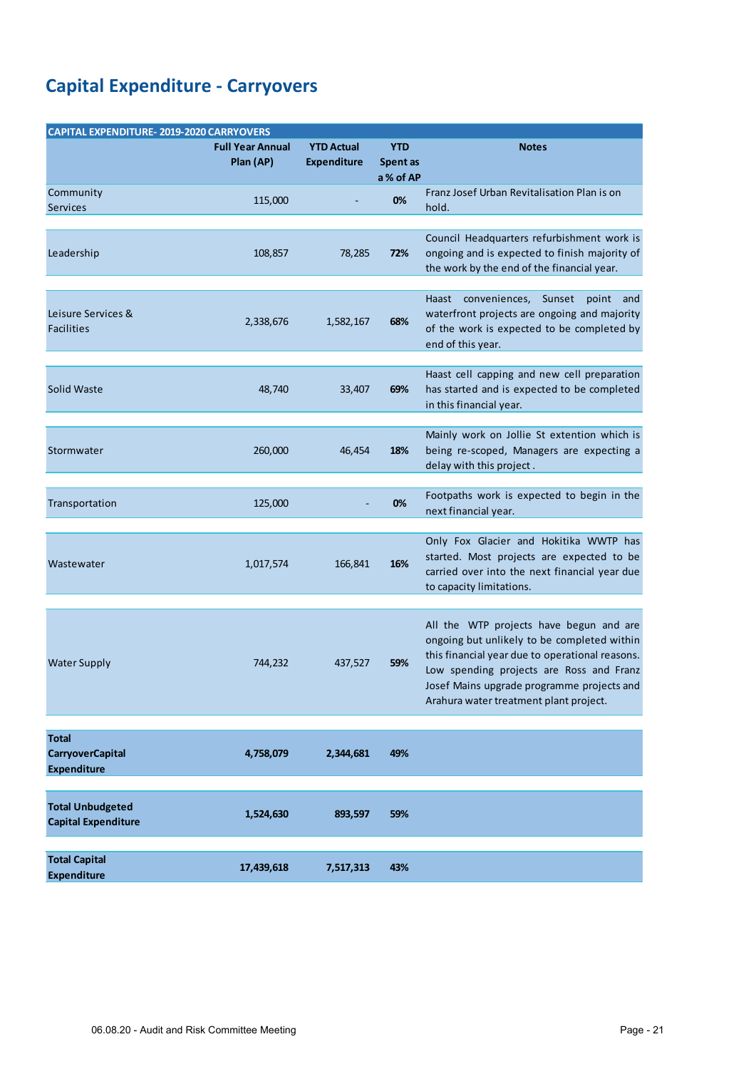# Capital Expenditure - Carryovers

| CAPITAL EXPENDITURE- 2019-2020 CARRYOVERS | | | | |
|---|---|---|---|---|
| | **Full Year Annual Plan (AP)** | **YTD Actual Expenditure** | **YTD Spent as a % of AP** | **Notes** |
| Community Services | 115,000 | - | **0%** | Franz Josef Urban Revitalisation Plan is on hold. |
| Leadership | 108,857 | 78,285 | **72%** | Council Headquarters refurbishment work is ongoing and is expected to finish majority of the work by the end of the financial year. |
| Leisure Services & Facilities | 2,338,676 | 1,582,167 | **68%** | Haast conveniences, Sunset point and waterfront projects are ongoing and majority of the work is expected to be completed by end of this year. |
| Solid Waste | 48,740 | 33,407 | **69%** | Haast cell capping and new cell preparation has started and is expected to be completed in this financial year. |
| Stormwater | 260,000 | 46,454 | **18%** | Mainly work on Jollie St extention which is being re-scoped, Managers are expecting a delay with this project . |
| Transportation | 125,000 | - | **0%** | Footpaths work is expected to begin in the next financial year. |
| Wastewater | 1,017,574 | 166,841 | **16%** | Only Fox Glacier and Hokitika WWTP has started. Most projects are expected to be carried over into the next financial year due to capacity limitations. |
| Water Supply | 744,232 | 437,527 | **59%** | All the WTP projects have begun and are ongoing but unlikely to be completed within this financial year due to operational reasons. Low spending projects are Ross and Franz Josef Mains upgrade programme projects and Arahura water treatment plant project. |
| **Total CarryoverCapital Expenditure** | **4,758,079** | **2,344,681** | **49%** | |
| **Total Unbudgeted Capital Expenditure** | **1,524,630** | **893,597** | **59%** | |
| **Total Capital Expenditure** | **17,439,618** | **7,517,313** | **43%** | |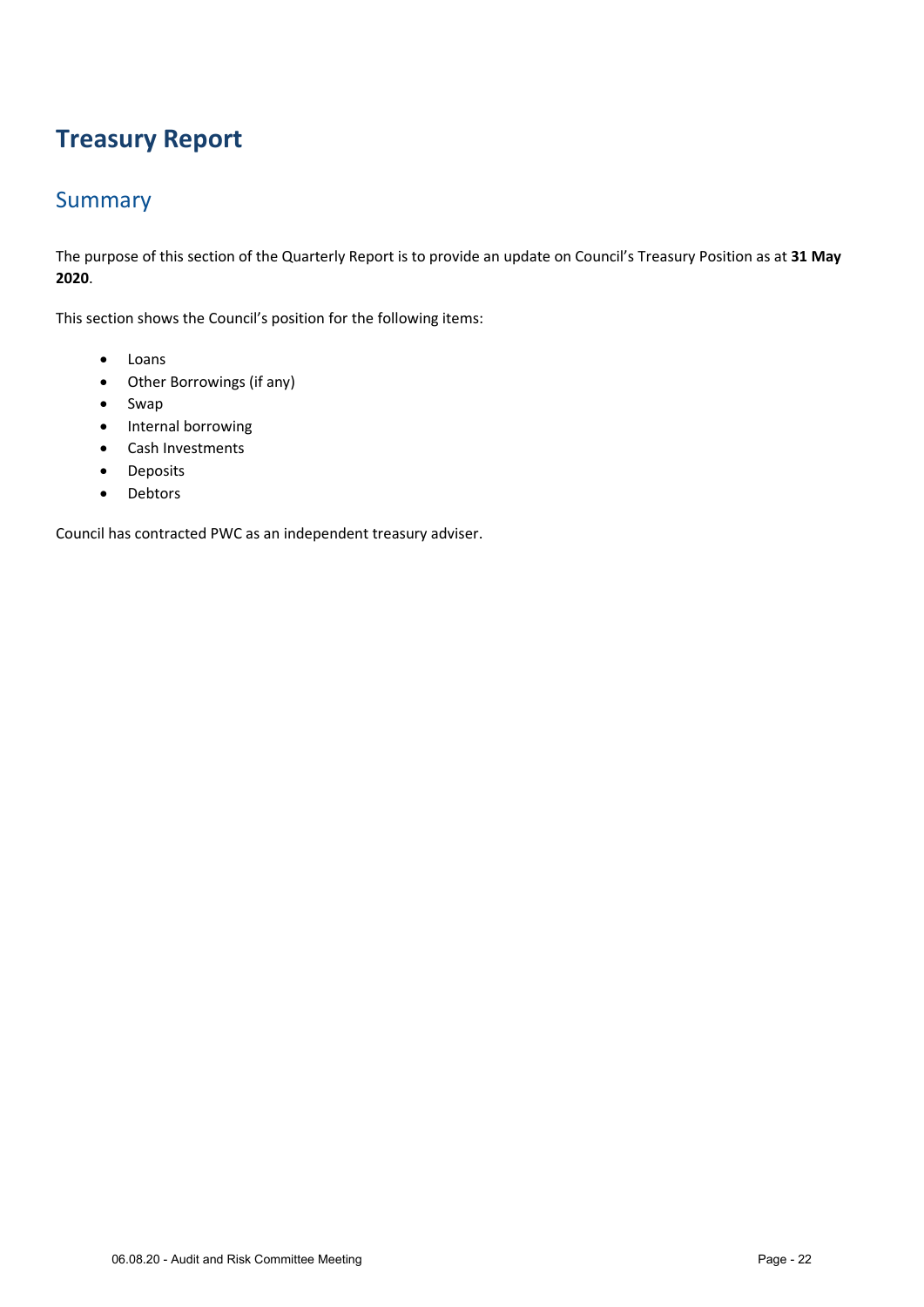# Treasury Report

## Summary

The purpose of this section of the Quarterly Report is to provide an update on Council's Treasury Position as at **31 May 2020**.

This section shows the Council's position for the following items:

- Loans
- Other Borrowings (if any)
- Swap
- Internal borrowing
- Cash Investments
- Deposits
- Debtors

Council has contracted PWC as an independent treasury adviser.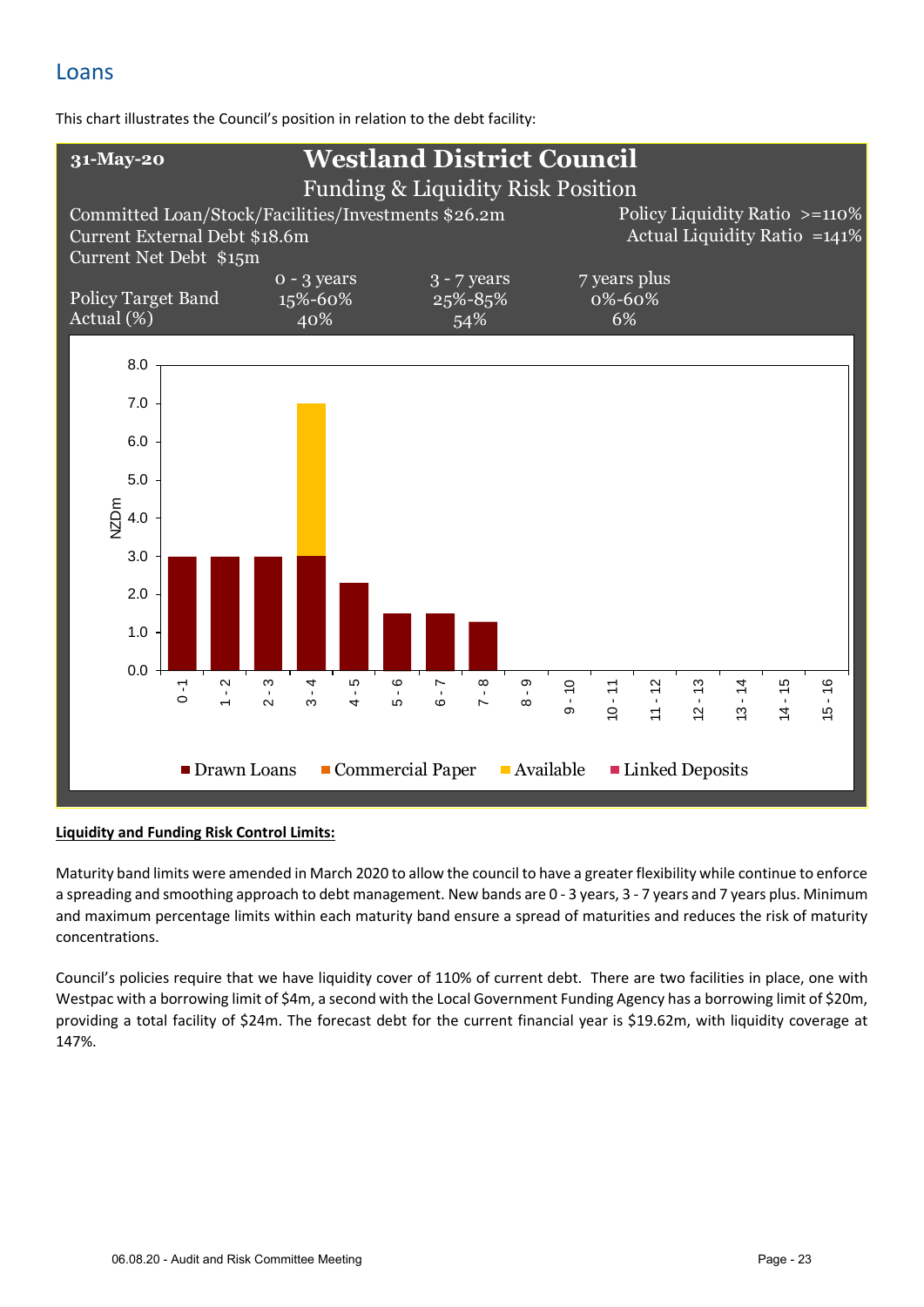## Loans

This chart illustrates the Council's position in relation to the debt facility:

**31-May-20**

**Westland District Council**

Funding & Liquidity Risk Position

Committed Loan/Stock/Facilities/Investments $26.2m
Current External Debt $18.6m
Current Net Debt $15m

Policy Liquidity Ratio >=110%
Actual Liquidity Ratio =141%

| | 0 - 3 years | 3 - 7 years | 7 years plus |
|---|---|---|---|
| Policy Target Band | 15%-60% | 25%-85% | 0%-60% |
| Actual (%) | 40% | 54% | 6% |

| NZDm | Drawn Loans | Commercial Paper | Available | Linked Deposits |
|---|---|---|---|---|
| 0 - 1 | 3.0 | | | |
| 1 - 2 | 3.0 | | | |
| 2 - 3 | 3.0 | | | |
| 3 - 4 | 3.0 | | 4.0 | |
| 4 - 5 | 2.3 | | | |
| 5 - 6 | 1.5 | | | |
| 6 - 7 | 1.5 | | | |
| 7 - 8 | 1.3 | | | |
| 8 - 9 | | | | |
| 9 - 10 | | | | |
| 10 - 11 | | | | |
| 11 - 12 | | | | |
| 12 - 13 | | | | |
| 13 - 14 | | | | |
| 14 - 15 | | | | |
| 15 - 16 | | | | |

**Liquidity and Funding Risk Control Limits:**

Maturity band limits were amended in March 2020 to allow the council to have a greater flexibility while continue to enforce a spreading and smoothing approach to debt management. New bands are 0 - 3 years, 3 - 7 years and 7 years plus. Minimum and maximum percentage limits within each maturity band ensure a spread of maturities and reduces the risk of maturity concentrations.

Council's policies require that we have liquidity cover of 110% of current debt. There are two facilities in place, one with Westpac with a borrowing limit of $4m, a second with the Local Government Funding Agency has a borrowing limit of $20m, providing a total facility of $24m. The forecast debt for the current financial year is $19.62m, with liquidity coverage at 147%.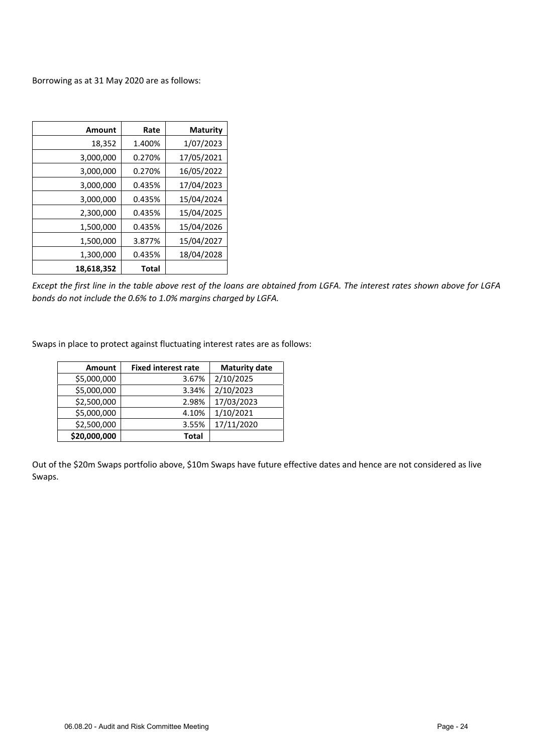Borrowing as at 31 May 2020 are as follows:

| Amount | Rate | Maturity |
|---:|---:|---:|
| 18,352 | 1.400% | 1/07/2023 |
| 3,000,000 | 0.270% | 17/05/2021 |
| 3,000,000 | 0.270% | 16/05/2022 |
| 3,000,000 | 0.435% | 17/04/2023 |
| 3,000,000 | 0.435% | 15/04/2024 |
| 2,300,000 | 0.435% | 15/04/2025 |
| 1,500,000 | 0.435% | 15/04/2026 |
| 1,500,000 | 3.877% | 15/04/2027 |
| 1,300,000 | 0.435% | 18/04/2028 |
| **18,618,352** | **Total** | |

*Except the first line in the table above rest of the loans are obtained from LGFA. The interest rates shown above for LGFA bonds do not include the 0.6% to 1.0% margins charged by LGFA.*

Swaps in place to protect against fluctuating interest rates are as follows:

| Amount | Fixed interest rate | Maturity date |
|---:|---:|---|
| \$5,000,000 | 3.67% | 2/10/2025 |
| \$5,000,000 | 3.34% | 2/10/2023 |
| \$2,500,000 | 2.98% | 17/03/2023 |
| \$5,000,000 | 4.10% | 1/10/2021 |
| \$2,500,000 | 3.55% | 17/11/2020 |
| **\$20,000,000** | **Total** | |

Out of the \$20m Swaps portfolio above, \$10m Swaps have future effective dates and hence are not considered as live Swaps.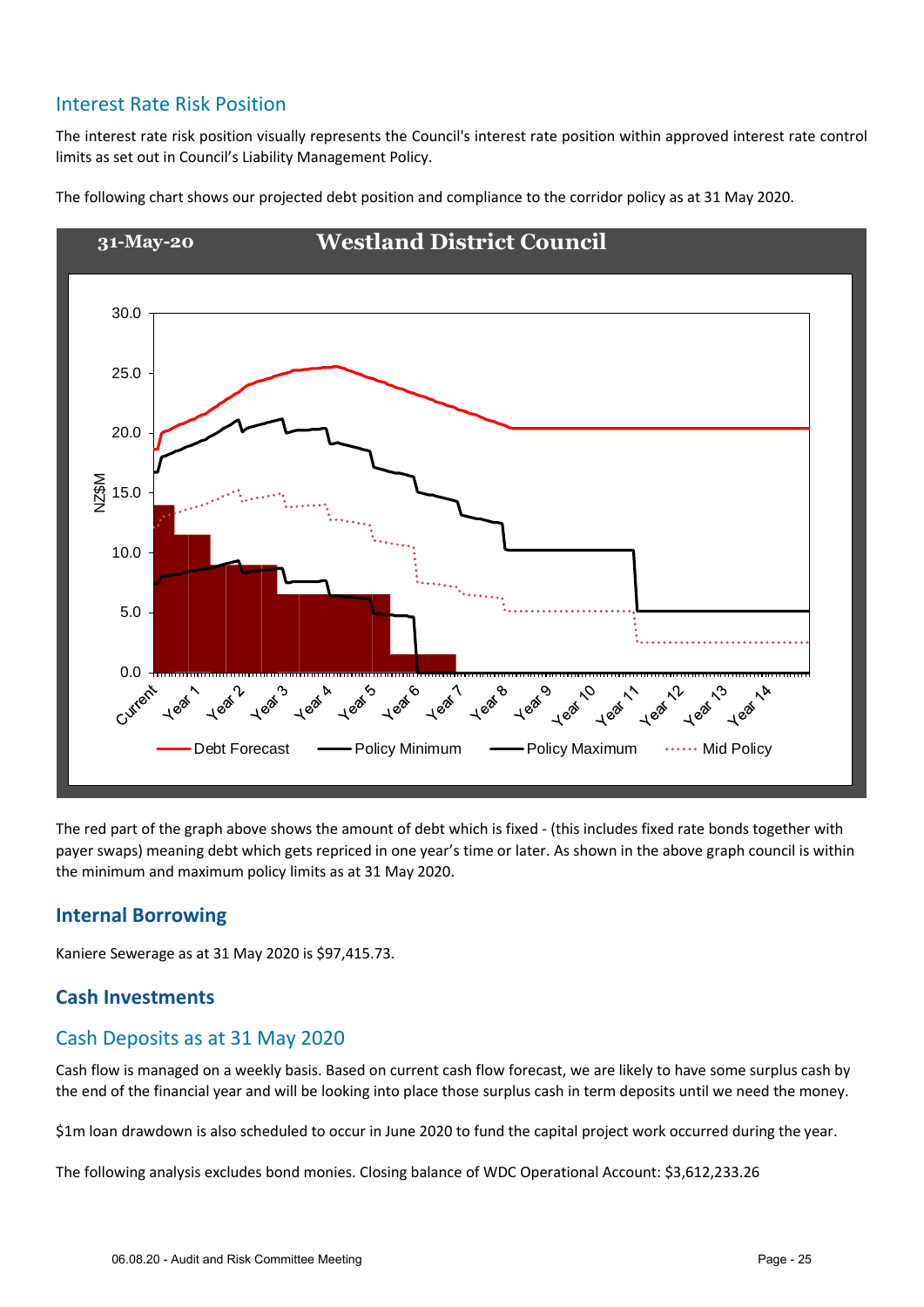## Interest Rate Risk Position

The interest rate risk position visually represents the Council's interest rate position within approved interest rate control limits as set out in Council's Liability Management Policy.

The following chart shows our projected debt position and compliance to the corridor policy as at 31 May 2020.

31-May-20

Westland District Council

30.0
25.0
20.0
15.0
10.0
5.0
0.0

NZ$M

Current
Year 1
Year 2
Year 3
Year 4
Year 5
Year 6
Year 7
Year 8
Year 9
Year 10
Year 11
Year 12
Year 13
Year 14

Debt Forecast
Policy Minimum
Policy Maximum
Mid Policy

The red part of the graph above shows the amount of debt which is fixed - (this includes fixed rate bonds together with payer swaps) meaning debt which gets repriced in one year's time or later. As shown in the above graph council is within the minimum and maximum policy limits as at 31 May 2020.

## Internal Borrowing

Kaniere Sewerage as at 31 May 2020 is $97,415.73.

## Cash Investments

### Cash Deposits as at 31 May 2020

Cash flow is managed on a weekly basis. Based on current cash flow forecast, we are likely to have some surplus cash by the end of the financial year and will be looking into place those surplus cash in term deposits until we need the money.

$1m loan drawdown is also scheduled to occur in June 2020 to fund the capital project work occurred during the year.

The following analysis excludes bond monies. Closing balance of WDC Operational Account: $3,612,233.26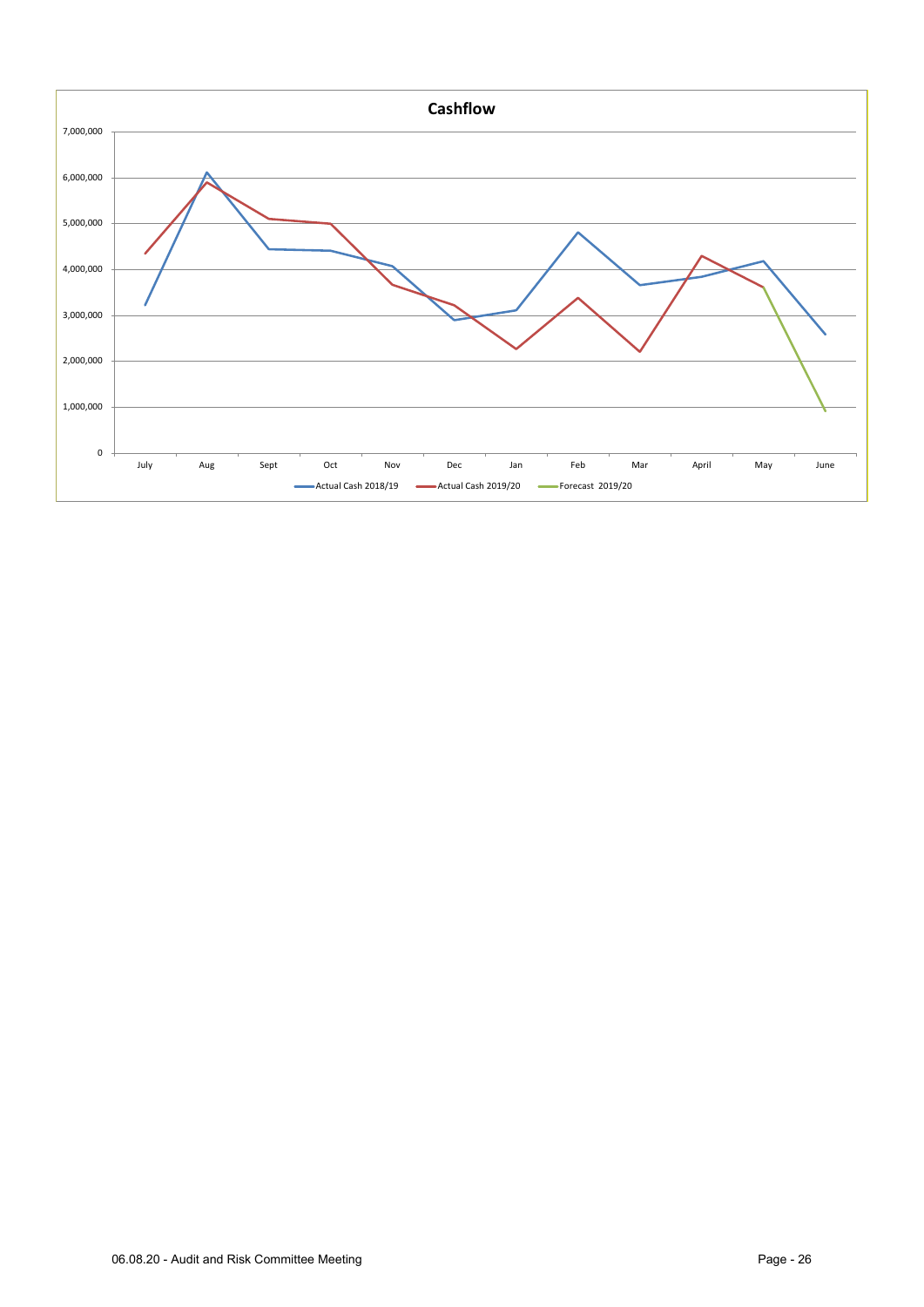**Cashflow**

7,000,000
6,000,000
5,000,000
4,000,000
3,000,000
2,000,000
1,000,000
0

July Aug Sept Oct Nov Dec Jan Feb Mar April May June

Actual Cash 2018/19
Actual Cash 2019/20
Forecast 2019/20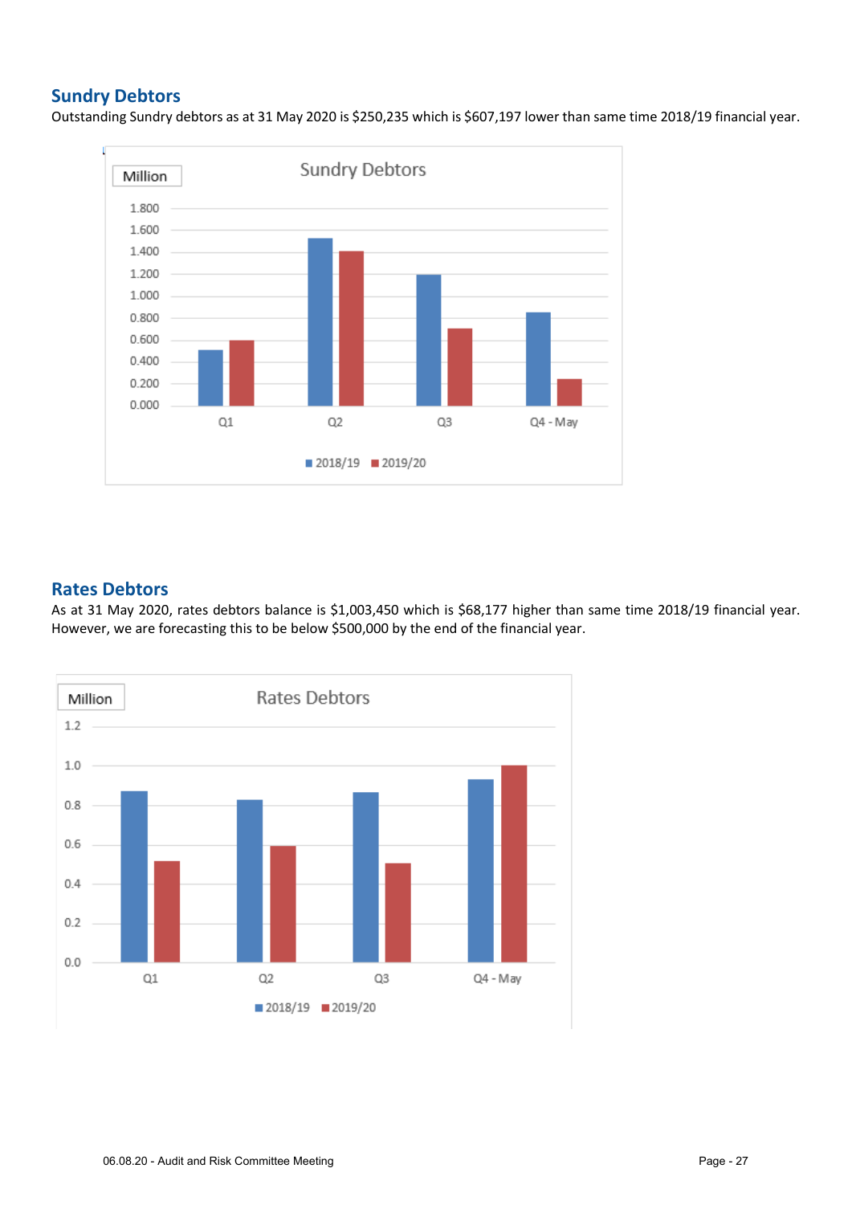## Sundry Debtors

Outstanding Sundry debtors as at 31 May 2020 is $250,235 which is $607,197 lower than same time 2018/19 financial year.

Million

Sundry Debtors

1.800
1.600
1.400
1.200
1.000
0.800
0.600
0.400
0.200
0.000

Q1 Q2 Q3 Q4 - May

2018/19 2019/20

## Rates Debtors

As at 31 May 2020, rates debtors balance is $1,003,450 which is $68,177 higher than same time 2018/19 financial year. However, we are forecasting this to be below $500,000 by the end of the financial year.

Million

Rates Debtors

1.2
1.0
0.8
0.6
0.4
0.2
0.0

Q1 Q2 Q3 Q4 - May

2018/19 2019/20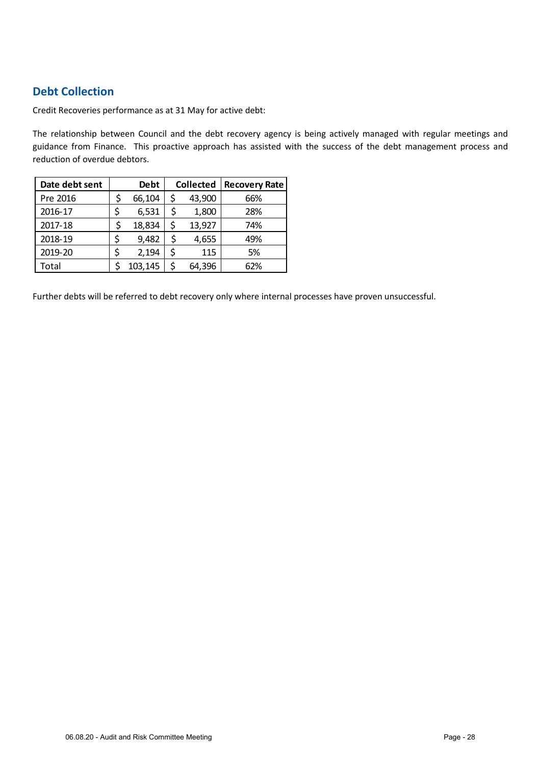## Debt Collection

Credit Recoveries performance as at 31 May for active debt:

The relationship between Council and the debt recovery agency is being actively managed with regular meetings and guidance from Finance. This proactive approach has assisted with the success of the debt management process and reduction of overdue debtors.

| Date debt sent | Debt | Collected | Recovery Rate |
|---|---|---|---|
| Pre 2016 | $ 66,104 | $ 43,900 | 66% |
| 2016-17 | $ 6,531 | $ 1,800 | 28% |
| 2017-18 | $ 18,834 | $ 13,927 | 74% |
| 2018-19 | $ 9,482 | $ 4,655 | 49% |
| 2019-20 | $ 2,194 | $ 115 | 5% |
| Total | $ 103,145 | $ 64,396 | 62% |

Further debts will be referred to debt recovery only where internal processes have proven unsuccessful.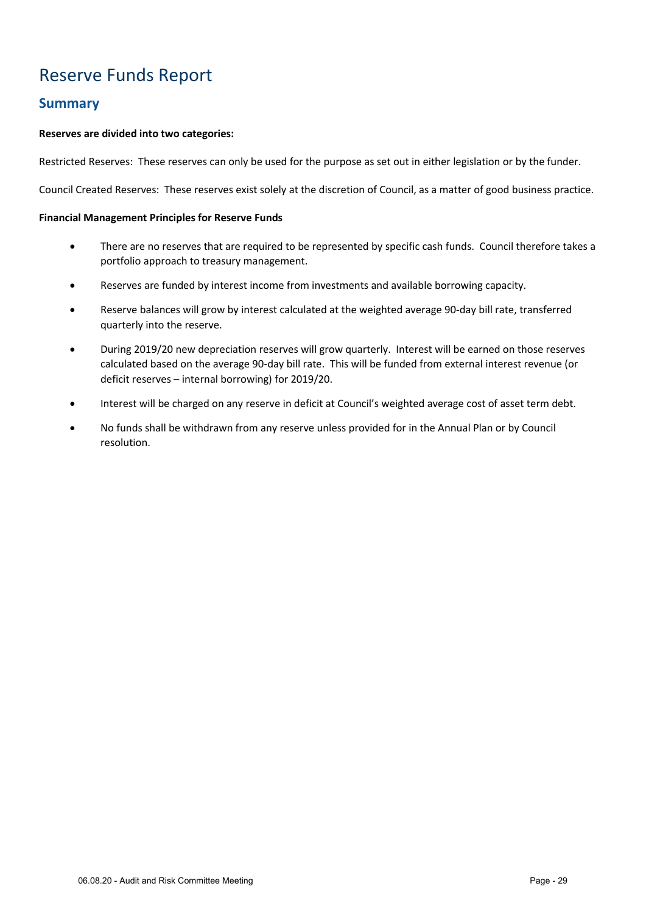# Reserve Funds Report

## Summary

**Reserves are divided into two categories:**

Restricted Reserves: These reserves can only be used for the purpose as set out in either legislation or by the funder.

Council Created Reserves: These reserves exist solely at the discretion of Council, as a matter of good business practice.

**Financial Management Principles for Reserve Funds**

- There are no reserves that are required to be represented by specific cash funds. Council therefore takes a portfolio approach to treasury management.
- Reserves are funded by interest income from investments and available borrowing capacity.
- Reserve balances will grow by interest calculated at the weighted average 90-day bill rate, transferred quarterly into the reserve.
- During 2019/20 new depreciation reserves will grow quarterly. Interest will be earned on those reserves calculated based on the average 90-day bill rate. This will be funded from external interest revenue (or deficit reserves – internal borrowing) for 2019/20.
- Interest will be charged on any reserve in deficit at Council's weighted average cost of asset term debt.
- No funds shall be withdrawn from any reserve unless provided for in the Annual Plan or by Council resolution.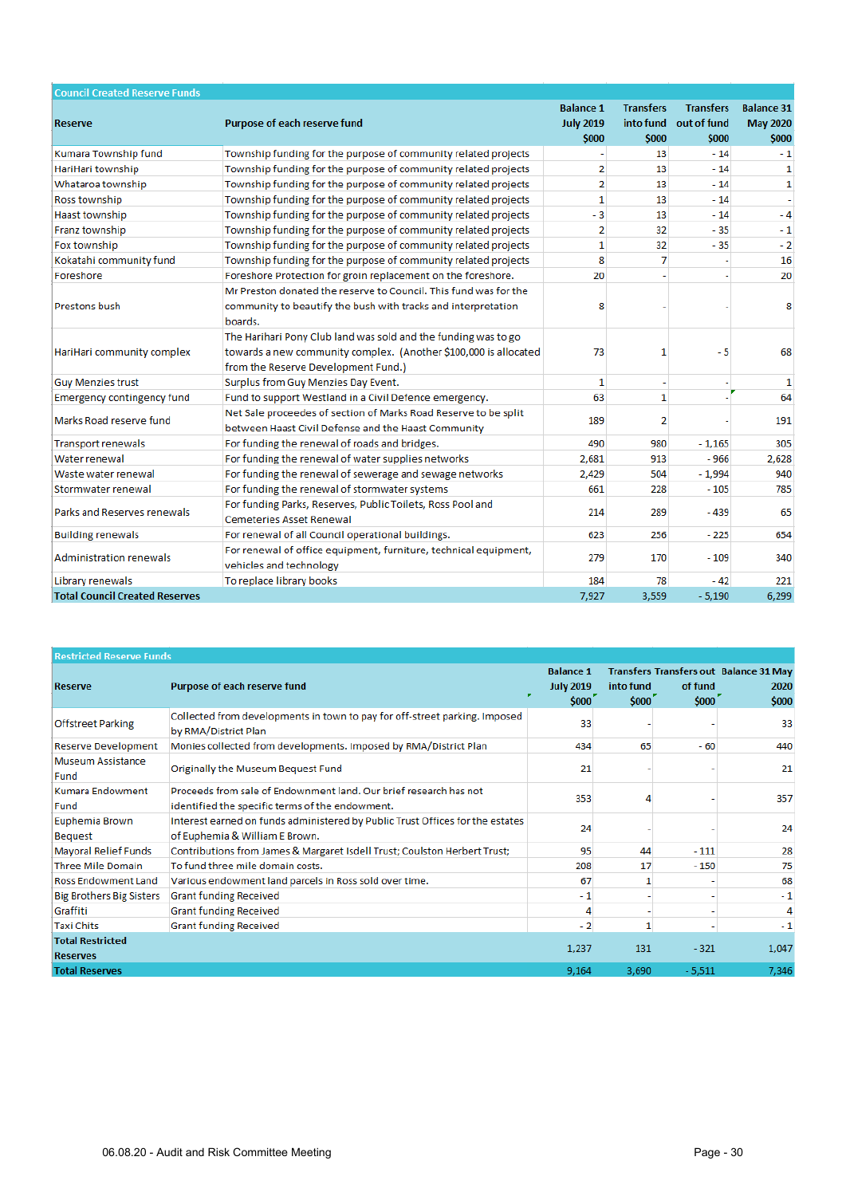| Council Created Reserve Funds | | | | | |
|---|---|---|---|---|---|
| **Reserve** | **Purpose of each reserve fund** | **Balance 1 July 2019 $000** | **Transfers into fund $000** | **Transfers out of fund $000** | **Balance 31 May 2020 $000** |
| Kumara Township fund | Township funding for the purpose of community related projects | - | 13 | - 14 | - 1 |
| HariHari township | Township funding for the purpose of community related projects | 2 | 13 | - 14 | 1 |
| Whataroa township | Township funding for the purpose of community related projects | 2 | 13 | - 14 | 1 |
| Ross township | Township funding for the purpose of community related projects | 1 | 13 | - 14 | - |
| Haast township | Township funding for the purpose of community related projects | - 3 | 13 | - 14 | - 4 |
| Franz township | Township funding for the purpose of community related projects | 2 | 32 | - 35 | - 1 |
| Fox township | Township funding for the purpose of community related projects | 1 | 32 | - 35 | - 2 |
| Kokatahi community fund | Township funding for the purpose of community related projects | 8 | 7 | - | 16 |
| Foreshore | Foreshore Protection for groin replacement on the foreshore. | 20 | - | - | 20 |
| Prestons bush | Mr Preston donated the reserve to Council. This fund was for the community to beautify the bush with tracks and interpretation boards. | 8 | - | - | 8 |
| HariHari community complex | The Harihari Pony Club land was sold and the funding was to go towards a new community complex. (Another $100,000 is allocated from the Reserve Development Fund.) | 73 | 1 | - 5 | 68 |
| Guy Menzies trust | Surplus from Guy Menzies Day Event. | 1 | - | - | 1 |
| Emergency contingency fund | Fund to support Westland in a Civil Defence emergency. | 63 | 1 | - | 64 |
| Marks Road reserve fund | Net Sale proceedes of section of Marks Road Reserve to be split between Haast Civil Defense and the Haast Community | 189 | 2 | - | 191 |
| Transport renewals | For funding the renewal of roads and bridges. | 490 | 980 | - 1,165 | 305 |
| Water renewal | For funding the renewal of water supplies networks | 2,681 | 913 | - 966 | 2,628 |
| Waste water renewal | For funding the renewal of sewerage and sewage networks | 2,429 | 504 | - 1,994 | 940 |
| Stormwater renewal | For funding the renewal of stormwater systems | 661 | 228 | - 105 | 785 |
| Parks and Reserves renewals | For funding Parks, Reserves, Public Toilets, Ross Pool and Cemeteries Asset Renewal | 214 | 289 | - 439 | 65 |
| Building renewals | For renewal of all Council operational buildings. | 623 | 256 | - 225 | 654 |
| Administration renewals | For renewal of office equipment, furniture, technical equipment, vehicles and technology | 279 | 170 | - 109 | 340 |
| Library renewals | To replace library books | 184 | 78 | - 42 | 221 |
| **Total Council Created Reserves** | | **7,927** | **3,559** | **- 5,190** | **6,299** |

| Restricted Reserve Funds | | | | | |
|---|---|---|---|---|---|
| **Reserve** | **Purpose of each reserve fund** | **Balance 1 July 2019 $000** | **Transfers into fund $000** | **Transfers out of fund $000** | **Balance 31 May 2020 $000** |
| Offstreet Parking | Collected from developments in town to pay for off-street parking. Imposed by RMA/District Plan | 33 | - | - | 33 |
| Reserve Development | Monies collected from developments. Imposed by RMA/District Plan | 434 | 65 | - 60 | 440 |
| Museum Assistance Fund | Originally the Museum Bequest Fund | 21 | - | - | 21 |
| Kumara Endowment Fund | Proceeds from sale of Endowment land. Our brief research has not identified the specific terms of the endowment. | 353 | 4 | - | 357 |
| Euphemia Brown Bequest | Interest earned on funds administered by Public Trust Offices for the estates of Euphemia & William E Brown. | 24 | - | - | 24 |
| Mayoral Relief Funds | Contributions from James & Margaret Isdell Trust; Coulston Herbert Trust; | 95 | 44 | - 111 | 28 |
| Three Mile Domain | To fund three mile domain costs. | 208 | 17 | - 150 | 75 |
| Ross Endowment Land | Various endowment land parcels in Ross sold over time. | 67 | 1 | - | 68 |
| Big Brothers Big Sisters | Grant funding Received | - 1 | - | - | - 1 |
| Graffiti | Grant funding Received | 4 | - | - | 4 |
| Taxi Chits | Grant funding Received | - 2 | 1 | - | - 1 |
| **Total Restricted Reserves** | | **1,237** | **131** | **- 321** | **1,047** |
| **Total Reserves** | | **9,164** | **3,690** | **- 5,511** | **7,346** |